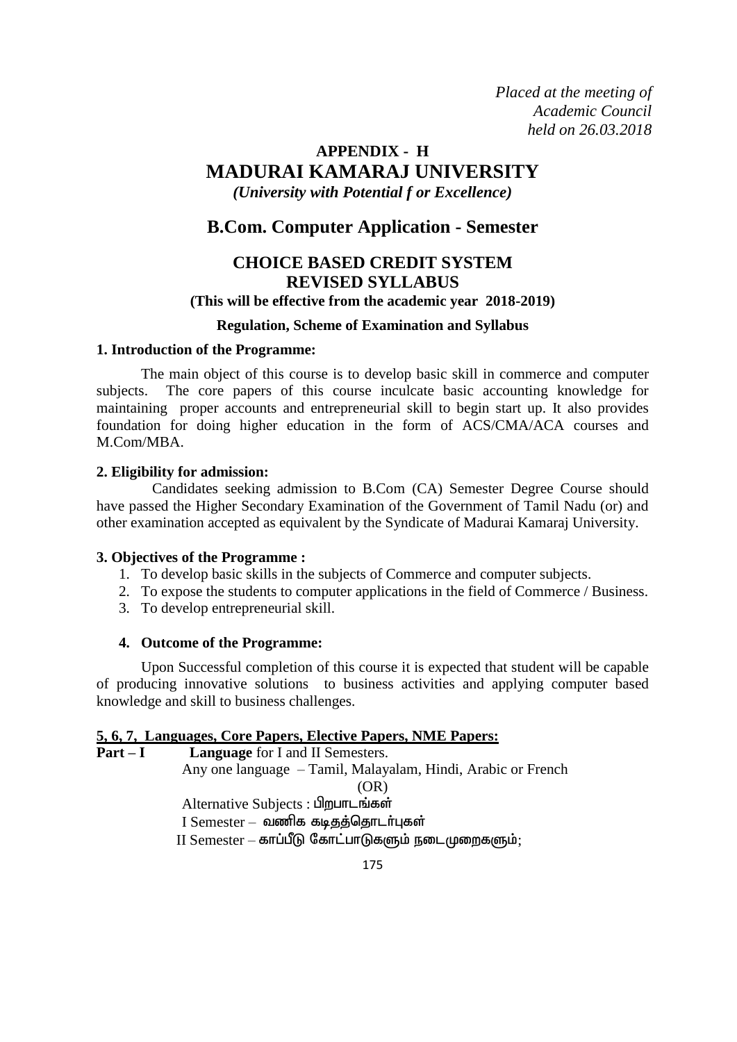*Placed at the meeting of*
*Academic Council*
*held on 26.03.2018*

# APPENDIX - H
# MADURAI KAMARAJ UNIVERSITY
***(University with Potential f or Excellence)***

## B.Com. Computer Application - Semester

## CHOICE BASED CREDIT SYSTEM
## REVISED SYLLABUS
**(This will be effective from the academic year 2018-2019)**

**Regulation, Scheme of Examination and Syllabus**

### 1. Introduction of the Programme:

The main object of this course is to develop basic skill in commerce and computer subjects. The core papers of this course inculcate basic accounting knowledge for maintaining proper accounts and entrepreneurial skill to begin start up. It also provides foundation for doing higher education in the form of ACS/CMA/ACA courses and M.Com/MBA.

### 2. Eligibility for admission:

Candidates seeking admission to B.Com (CA) Semester Degree Course should have passed the Higher Secondary Examination of the Government of Tamil Nadu (or) and other examination accepted as equivalent by the Syndicate of Madurai Kamaraj University.

### 3. Objectives of the Programme :

1. To develop basic skills in the subjects of Commerce and computer subjects.
2. To expose the students to computer applications in the field of Commerce / Business.
3. To develop entrepreneurial skill.

### 4. Outcome of the Programme:

Upon Successful completion of this course it is expected that student will be capable of producing innovative solutions to business activities and applying computer based knowledge and skill to business challenges.

### 5, 6, 7, Languages, Core Papers, Elective Papers, NME Papers:

**Part – I** **Language** for I and II Semesters.

Any one language – Tamil, Malayalam, Hindi, Arabic or French

(OR)

Alternative Subjects : பிறபாடங்கள்

I Semester – வணிக கடிதத்தொடர்புகள்

II Semester – காப்பீடு கோட்பாடுகளும் நடைமுறைகளும்;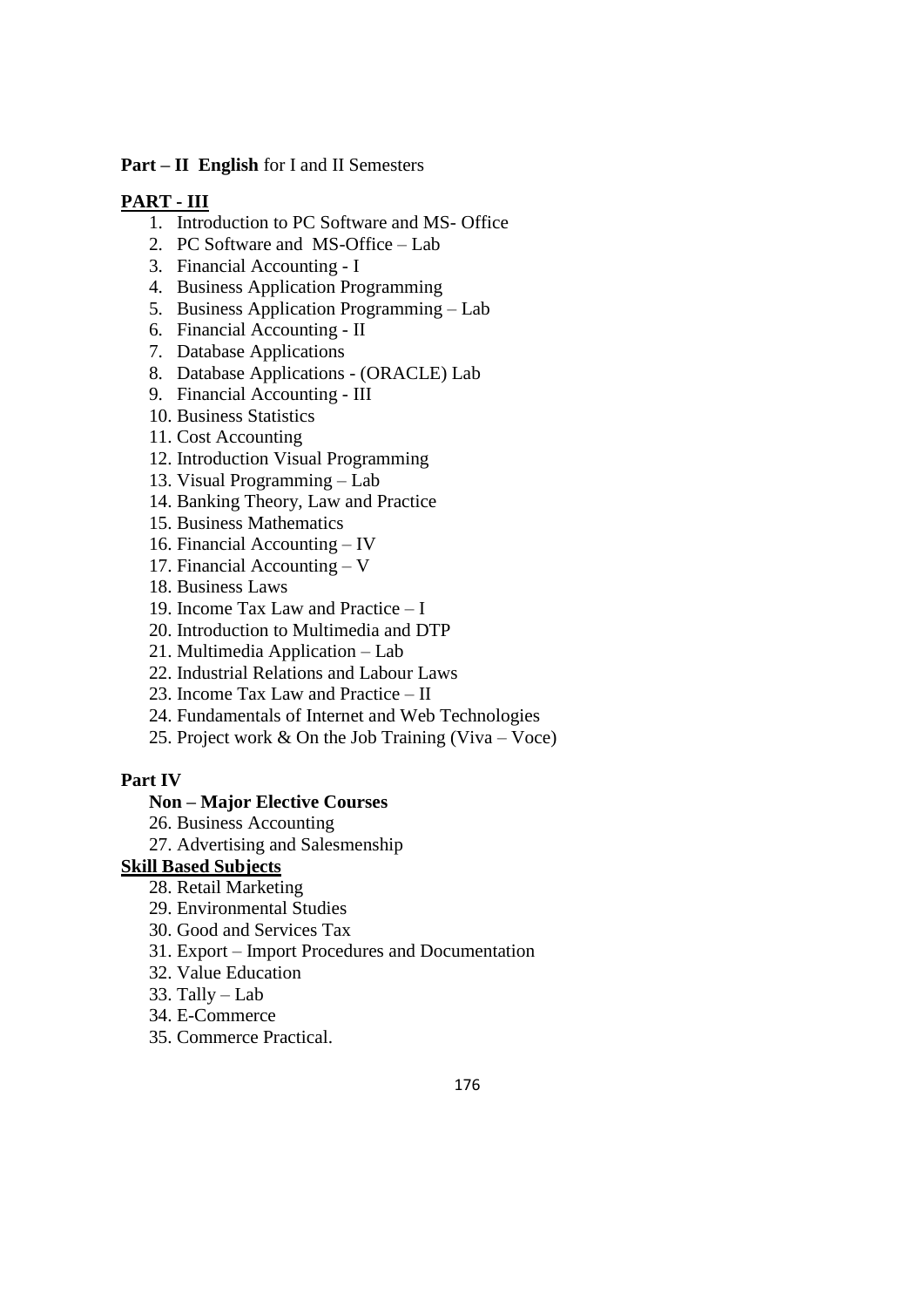**Part – II English** for I and II Semesters

**PART - III**

1. Introduction to PC Software and MS- Office
2. PC Software and MS-Office – Lab
3. Financial Accounting - I
4. Business Application Programming
5. Business Application Programming – Lab
6. Financial Accounting - II
7. Database Applications
8. Database Applications - (ORACLE) Lab
9. Financial Accounting - III
10. Business Statistics
11. Cost Accounting
12. Introduction Visual Programming
13. Visual Programming – Lab
14. Banking Theory, Law and Practice
15. Business Mathematics
16. Financial Accounting – IV
17. Financial Accounting – V
18. Business Laws
19. Income Tax Law and Practice – I
20. Introduction to Multimedia and DTP
21. Multimedia Application – Lab
22. Industrial Relations and Labour Laws
23. Income Tax Law and Practice – II
24. Fundamentals of Internet and Web Technologies
25. Project work & On the Job Training (Viva – Voce)

**Part IV**

**Non – Major Elective Courses**

26. Business Accounting
27. Advertising and Salesmenship

**Skill Based Subjects**

28. Retail Marketing
29. Environmental Studies
30. Good and Services Tax
31. Export – Import Procedures and Documentation
32. Value Education
33. Tally – Lab
34. E-Commerce
35. Commerce Practical.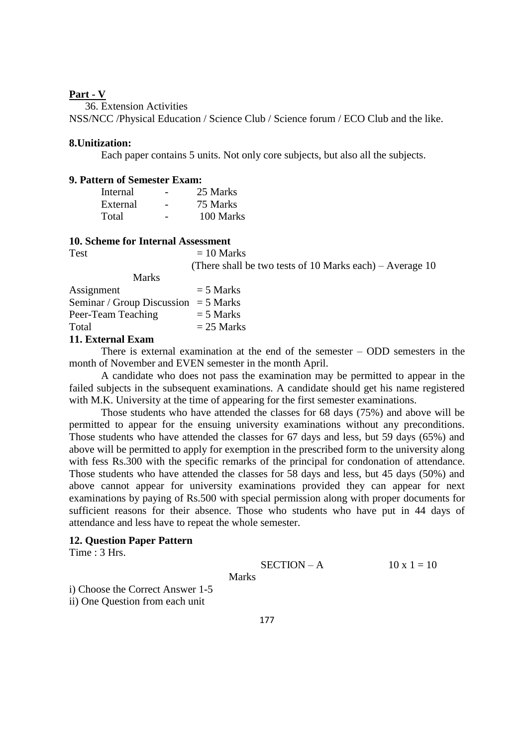**Part - V**

36. Extension Activities

NSS/NCC /Physical Education / Science Club / Science forum / ECO Club and the like.

**8.Unitization:**

Each paper contains 5 units. Not only core subjects, but also all the subjects.

**9. Pattern of Semester Exam:**

| | | |
|---|---|---|
| Internal | - | 25 Marks |
| External | - | 75 Marks |
| Total | - | 100 Marks |

**10. Scheme for Internal Assessment**

| | |
|---|---|
| Test | = 10 Marks (There shall be two tests of 10 Marks each) – Average 10 Marks |
| Assignment | = 5 Marks |
| Seminar / Group Discussion | = 5 Marks |
| Peer-Team Teaching | = 5 Marks |
| Total | = 25 Marks |

**11. External Exam**

There is external examination at the end of the semester – ODD semesters in the month of November and EVEN semester in the month April.

A candidate who does not pass the examination may be permitted to appear in the failed subjects in the subsequent examinations. A candidate should get his name registered with M.K. University at the time of appearing for the first semester examinations.

Those students who have attended the classes for 68 days (75%) and above will be permitted to appear for the ensuing university examinations without any preconditions. Those students who have attended the classes for 67 days and less, but 59 days (65%) and above will be permitted to apply for exemption in the prescribed form to the university along with fess Rs.300 with the specific remarks of the principal for condonation of attendance. Those students who have attended the classes for 58 days and less, but 45 days (50%) and above cannot appear for university examinations provided they can appear for next examinations by paying of Rs.500 with special permission along with proper documents for sufficient reasons for their absence. Those who students who have put in 44 days of attendance and less have to repeat the whole semester.

**12. Question Paper Pattern**

Time : 3 Hrs.

SECTION – A $10 \times 1 = 10$ Marks

i) Choose the Correct Answer 1-5

ii) One Question from each unit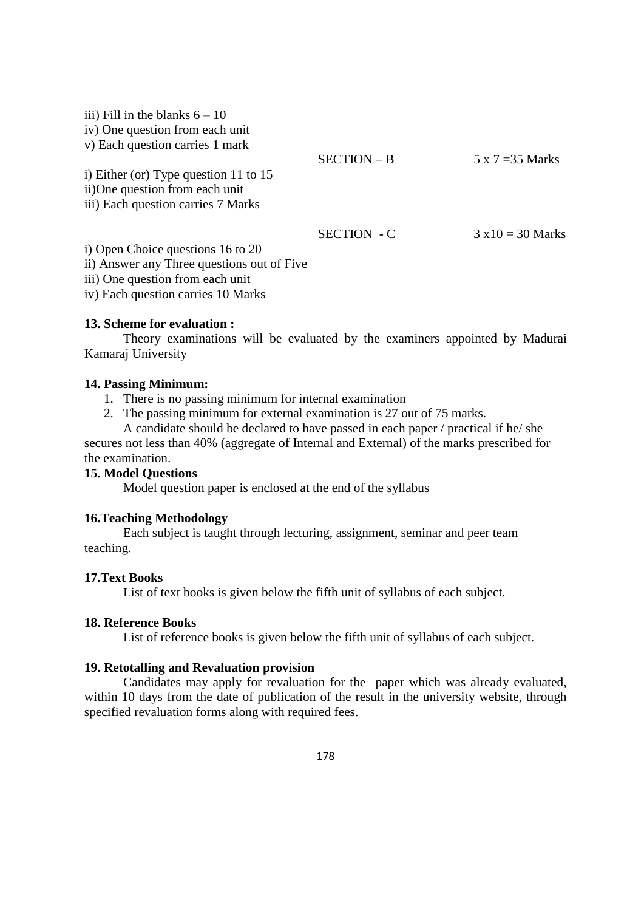iii) Fill in the blanks 6 – 10
iv) One question from each unit
v) Each question carries 1 mark

SECTION – B 5 x 7 =35 Marks

i) Either (or) Type question 11 to 15
ii)One question from each unit
iii) Each question carries 7 Marks

SECTION - C 3 x10 = 30 Marks

i) Open Choice questions 16 to 20
ii) Answer any Three questions out of Five
iii) One question from each unit
iv) Each question carries 10 Marks

**13. Scheme for evaluation :**

Theory examinations will be evaluated by the examiners appointed by Madurai Kamaraj University

**14. Passing Minimum:**

1. There is no passing minimum for internal examination
2. The passing minimum for external examination is 27 out of 75 marks.

A candidate should be declared to have passed in each paper / practical if he/ she secures not less than 40% (aggregate of Internal and External) of the marks prescribed for the examination.

**15. Model Questions**

Model question paper is enclosed at the end of the syllabus

**16.Teaching Methodology**

Each subject is taught through lecturing, assignment, seminar and peer team teaching.

**17.Text Books**

List of text books is given below the fifth unit of syllabus of each subject.

**18. Reference Books**

List of reference books is given below the fifth unit of syllabus of each subject.

**19. Retotalling and Revaluation provision**

Candidates may apply for revaluation for the paper which was already evaluated, within 10 days from the date of publication of the result in the university website, through specified revaluation forms along with required fees.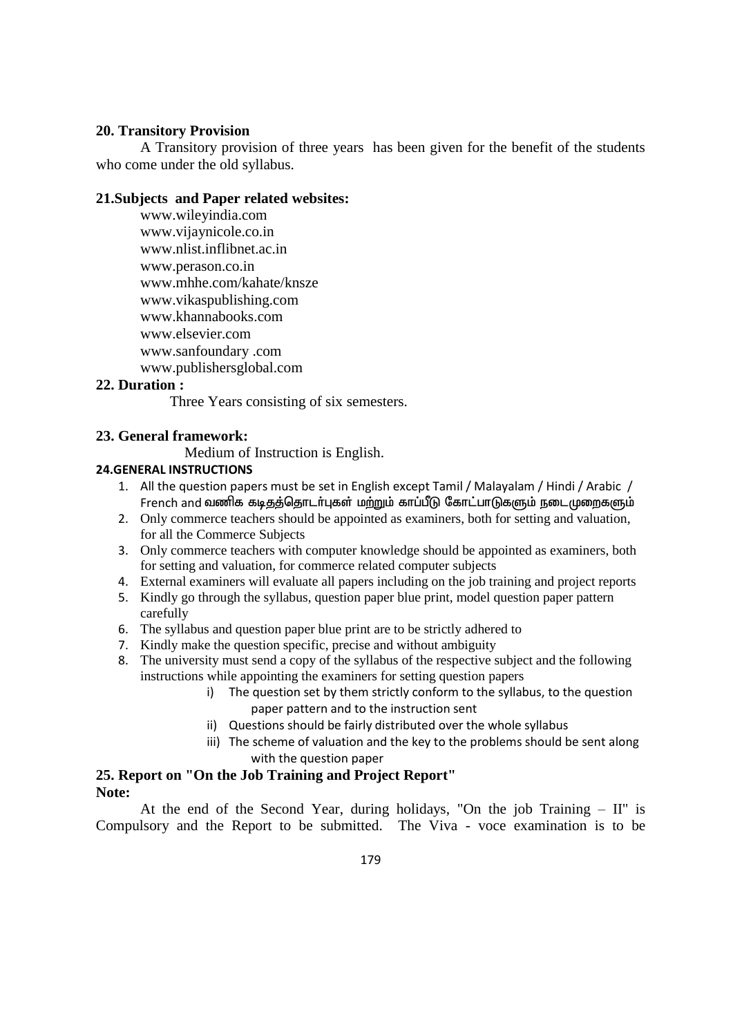## 20. Transitory Provision

A Transitory provision of three years has been given for the benefit of the students who come under the old syllabus.

## 21.Subjects and Paper related websites:

www.wileyindia.com
www.vijaynicole.co.in
www.nlist.inflibnet.ac.in
www.perason.co.in
www.mhhe.com/kahate/knsze
www.vikaspublishing.com
www.khannabooks.com
www.elsevier.com
www.sanfoundary .com
www.publishersglobal.com

## 22. Duration :

Three Years consisting of six semesters.

## 23. General framework:

Medium of Instruction is English.

## 24.GENERAL INSTRUCTIONS

1. All the question papers must be set in English except Tamil / Malayalam / Hindi / Arabic / French and வணிக கடிதத்தொடர்புகள் மற்றும் காப்பீடு கோட்பாடுகளும் நடைமுறைகளும்
2. Only commerce teachers should be appointed as examiners, both for setting and valuation, for all the Commerce Subjects
3. Only commerce teachers with computer knowledge should be appointed as examiners, both for setting and valuation, for commerce related computer subjects
4. External examiners will evaluate all papers including on the job training and project reports
5. Kindly go through the syllabus, question paper blue print, model question paper pattern carefully
6. The syllabus and question paper blue print are to be strictly adhered to
7. Kindly make the question specific, precise and without ambiguity
8. The university must send a copy of the syllabus of the respective subject and the following instructions while appointing the examiners for setting question papers
   i) The question set by them strictly conform to the syllabus, to the question paper pattern and to the instruction sent
   ii) Questions should be fairly distributed over the whole syllabus
   iii) The scheme of valuation and the key to the problems should be sent along with the question paper

## 25. Report on "On the Job Training and Project Report"

**Note:**

At the end of the Second Year, during holidays, "On the job Training – II" is Compulsory and the Report to be submitted. The Viva - voce examination is to be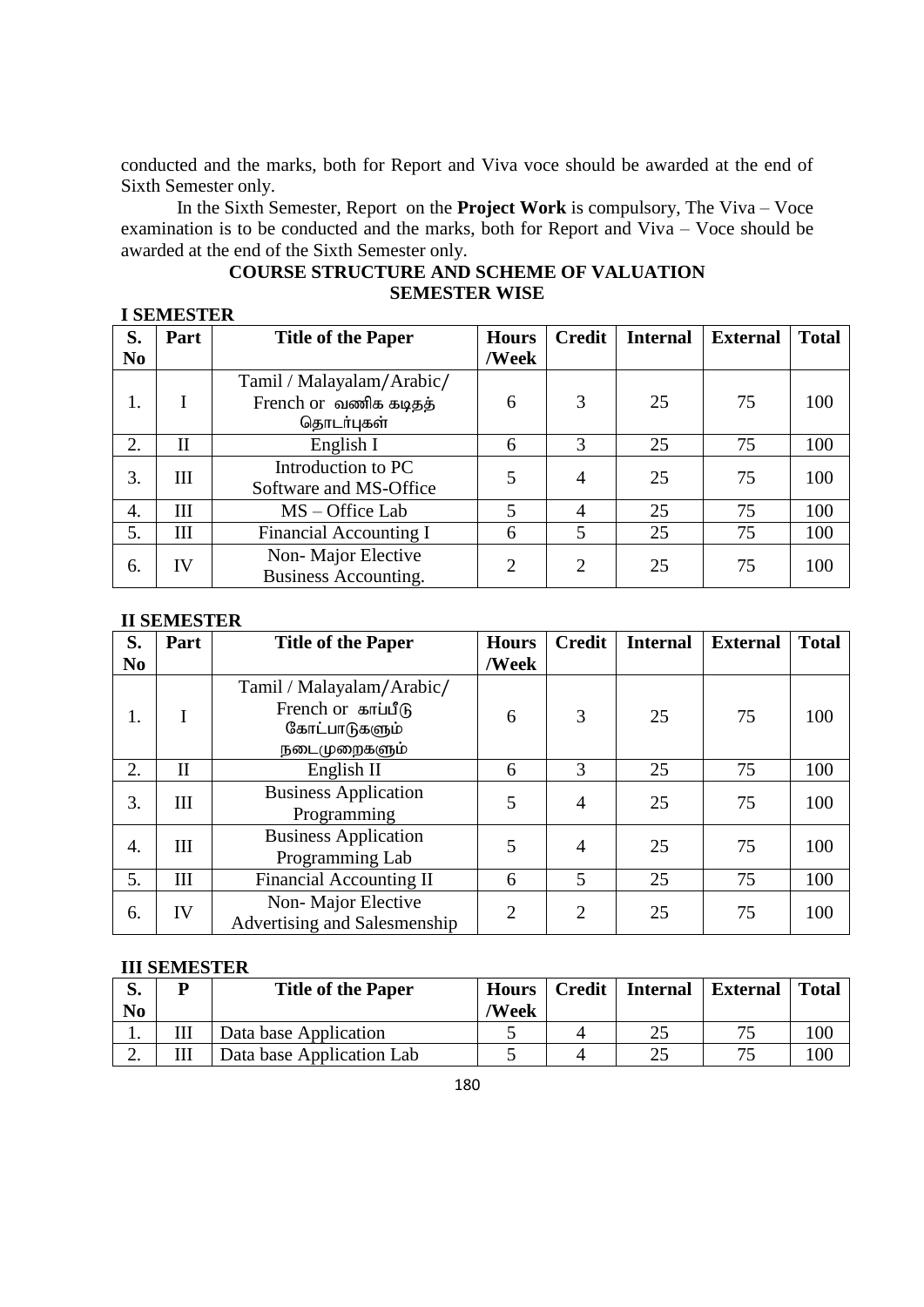conducted and the marks, both for Report and Viva voce should be awarded at the end of Sixth Semester only.

In the Sixth Semester, Report on the **Project Work** is compulsory, The Viva – Voce examination is to be conducted and the marks, both for Report and Viva – Voce should be awarded at the end of the Sixth Semester only.

## COURSE STRUCTURE AND SCHEME OF VALUATION SEMESTER WISE

### I SEMESTER

| S. No | Part | Title of the Paper | Hours /Week | Credit | Internal | External | Total |
|---|---|---|---|---|---|---|---|
| 1. | I | Tamil / Malayalam/Arabic/ French or வணிக கடிதத் தொடர்புகள் | 6 | 3 | 25 | 75 | 100 |
| 2. | II | English I | 6 | 3 | 25 | 75 | 100 |
| 3. | III | Introduction to PC Software and MS-Office | 5 | 4 | 25 | 75 | 100 |
| 4. | III | MS – Office Lab | 5 | 4 | 25 | 75 | 100 |
| 5. | III | Financial Accounting I | 6 | 5 | 25 | 75 | 100 |
| 6. | IV | Non- Major Elective Business Accounting. | 2 | 2 | 25 | 75 | 100 |

### II SEMESTER

| S. No | Part | Title of the Paper | Hours /Week | Credit | Internal | External | Total |
|---|---|---|---|---|---|---|---|
| 1. | I | Tamil / Malayalam/Arabic/ French or காப்பீடு கோட்பாடுகளும் நடைமுறைகளும் | 6 | 3 | 25 | 75 | 100 |
| 2. | II | English II | 6 | 3 | 25 | 75 | 100 |
| 3. | III | Business Application Programming | 5 | 4 | 25 | 75 | 100 |
| 4. | III | Business Application Programming Lab | 5 | 4 | 25 | 75 | 100 |
| 5. | III | Financial Accounting II | 6 | 5 | 25 | 75 | 100 |
| 6. | IV | Non- Major Elective Advertising and Salesmenship | 2 | 2 | 25 | 75 | 100 |

### III SEMESTER

| S. No | P | Title of the Paper | Hours /Week | Credit | Internal | External | Total |
|---|---|---|---|---|---|---|---|
| 1. | III | Data base Application | 5 | 4 | 25 | 75 | 100 |
| 2. | III | Data base Application Lab | 5 | 4 | 25 | 75 | 100 |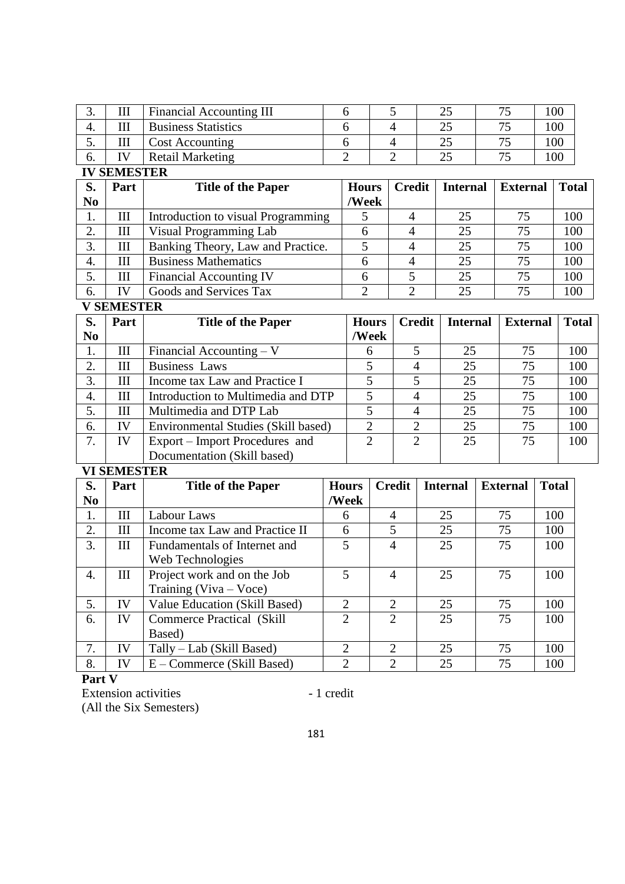| 3. | III | Financial Accounting III | 6 | 5 | 25 | 75 | 100 |
|---|---|---|---|---|---|---|---|
| 4. | III | Business Statistics | 6 | 4 | 25 | 75 | 100 |
| 5. | III | Cost Accounting | 6 | 4 | 25 | 75 | 100 |
| 6. | IV | Retail Marketing | 2 | 2 | 25 | 75 | 100 |

**IV SEMESTER**

| S. No | Part | Title of the Paper | Hours /Week | Credit | Internal | External | Total |
|---|---|---|---|---|---|---|---|
| 1. | III | Introduction to visual Programming | 5 | 4 | 25 | 75 | 100 |
| 2. | III | Visual Programming Lab | 6 | 4 | 25 | 75 | 100 |
| 3. | III | Banking Theory, Law and Practice. | 5 | 4 | 25 | 75 | 100 |
| 4. | III | Business Mathematics | 6 | 4 | 25 | 75 | 100 |
| 5. | III | Financial Accounting IV | 6 | 5 | 25 | 75 | 100 |
| 6. | IV | Goods and Services Tax | 2 | 2 | 25 | 75 | 100 |

**V SEMESTER**

| S. No | Part | Title of the Paper | Hours /Week | Credit | Internal | External | Total |
|---|---|---|---|---|---|---|---|
| 1. | III | Financial Accounting – V | 6 | 5 | 25 | 75 | 100 |
| 2. | III | Business Laws | 5 | 4 | 25 | 75 | 100 |
| 3. | III | Income tax Law and Practice I | 5 | 5 | 25 | 75 | 100 |
| 4. | III | Introduction to Multimedia and DTP | 5 | 4 | 25 | 75 | 100 |
| 5. | III | Multimedia and DTP Lab | 5 | 4 | 25 | 75 | 100 |
| 6. | IV | Environmental Studies (Skill based) | 2 | 2 | 25 | 75 | 100 |
| 7. | IV | Export – Import Procedures and Documentation (Skill based) | 2 | 2 | 25 | 75 | 100 |

**VI SEMESTER**

| S. No | Part | Title of the Paper | Hours /Week | Credit | Internal | External | Total |
|---|---|---|---|---|---|---|---|
| 1. | III | Labour Laws | 6 | 4 | 25 | 75 | 100 |
| 2. | III | Income tax Law and Practice II | 6 | 5 | 25 | 75 | 100 |
| 3. | III | Fundamentals of Internet and Web Technologies | 5 | 4 | 25 | 75 | 100 |
| 4. | III | Project work and on the Job Training (Viva – Voce) | 5 | 4 | 25 | 75 | 100 |
| 5. | IV | Value Education (Skill Based) | 2 | 2 | 25 | 75 | 100 |
| 6. | IV | Commerce Practical (Skill Based) | 2 | 2 | 25 | 75 | 100 |
| 7. | IV | Tally – Lab (Skill Based) | 2 | 2 | 25 | 75 | 100 |
| 8. | IV | E – Commerce (Skill Based) | 2 | 2 | 25 | 75 | 100 |

**Part V**

Extension activities - 1 credit
(All the Six Semesters)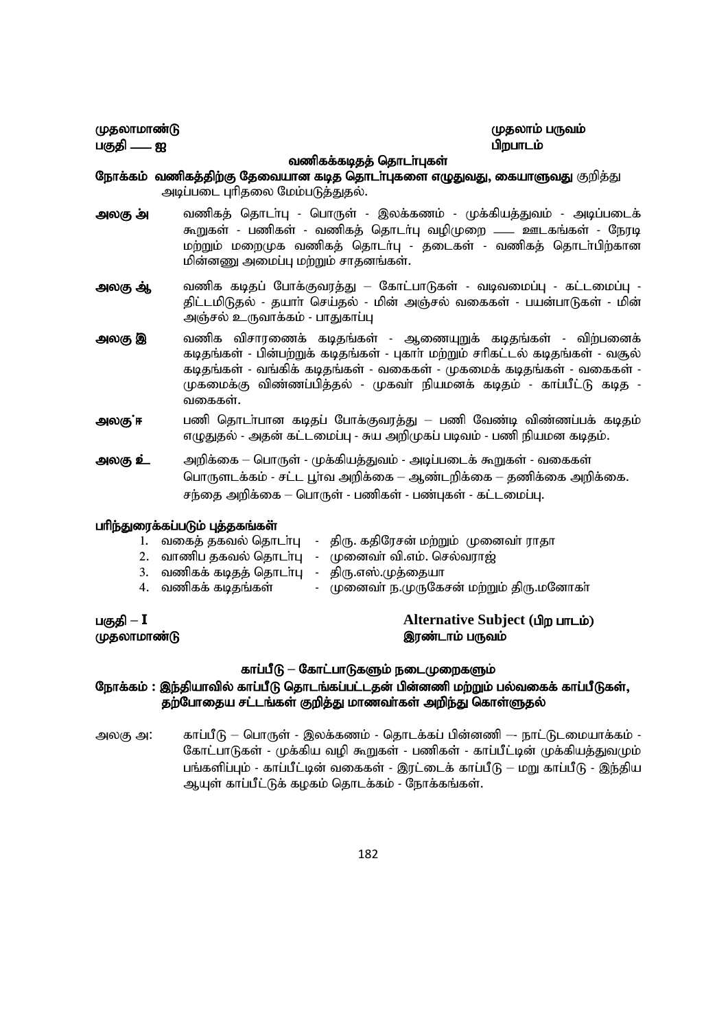முதலாமாண்டு முதலாம் பருவம்

பகுதி —— ஐ பிறபாடம்

### வணிகக்கடிதத் தொடர்புகள்

**நோக்கம் வணிகத்திற்கு தேவையான கடித தொடர்புகளை எழுதுவது, கையாளுவது** குறித்து அடிப்படை புரிதலை மேம்படுத்துதல்.

**அலகு அ** வணிகத் தொடர்பு - பொருள் - இலக்கணம் - முக்கியத்துவம் - அடிப்படைக் கூறுகள் - பணிகள் - வணிகத் தொடர்பு வழிமுறை —— ஊடகங்கள் - நேரடி மற்றும் மறைமுக வணிகத் தொடர்பு - தடைகள் - வணிகத் தொடர்பிற்கான மின்னனு அமைப்பு மற்றும் சாதனங்கள்.

**அலகு ஆ** வணிக கடிதப் போக்குவரத்து – கோட்பாடுகள் - வடிவமைப்பு - கட்டமைப்பு - திட்டமிடுதல் - தயார் செய்தல் - மின் அஞ்சல் வகைகள் - பயன்பாடுகள் - மின் அஞ்சல் உருவாக்கம் - பாதுகாப்பு

**அலகு இ** வணிக விசாரணைக் கடிதங்கள் - ஆணையுறுக் கடிதங்கள் - விற்பனைக் கடிதங்கள் - பின்பற்றுக் கடிதங்கள் - புகார் மற்றும் சரிகட்டல் கடிதங்கள் - வசூல் கடிதங்கள் - வங்கிக் கடிதங்கள் - வகைகள் - முகமைக் கடிதங்கள் - வகைகள் - முகமைக்கு விண்ணப்பித்தல் - முகவர் நியமனக் கடிதம் - காப்பீட்டு கடித - வகைகள்.

**அலகு ஈ** பணி தொடர்பான கடிதப் போக்குவரத்து – பணி வேண்டி விண்ணப்பக் கடிதம் எழுதுதல் - அதன் கட்டமைப்பு - சுய அறிமுகப் படிவம் - பணி நியமன கடிதம்.

**அலகு உ** அறிக்கை – பொருள் - முக்கியத்துவம் - அடிப்படைக் கூறுகள் - வகைகள் பொருளடக்கம் - சட்ட பூர்வ அறிக்கை – ஆண்டறிக்கை – தணிக்கை அறிக்கை. சந்தை அறிக்கை – பொருள் - பணிகள் - பண்புகள் - கட்டமைப்பு.

**பரிந்துரைக்கப்படும் புத்தகங்கள்**

1. வகைத் தகவல் தொடர்பு - திரு. கதிரேசன் மற்றும் முனைவர் ராதா
2. வாணிப தகவல் தொடர்பு - முனைவர் வி.எம். செல்வராஜ்
3. வணிகக் கடிதத் தொடர்பு - திரு.எஸ்.முத்தையா
4. வணிகக் கடிதங்கள் - முனைவர் ந.முருகேசன் மற்றும் திரு.மனோகர்

பகுதி – I **Alternative Subject (பிற பாடம்)**

முதலாமாண்டு இரண்டாம் பருவம்

### காப்பீடு – கோட்பாடுகளும் நடைமுறைகளும்

**நோக்கம் : இந்தியாவில் காப்பீடு தொடங்கப்பட்டதன் பின்னணி மற்றும் பல்வகைக் காப்பீடுகள், தற்போதைய சட்டங்கள் குறித்து மாணவர்கள் அறிந்து கொள்ளுதல்**

அலகு அ: காப்பீடு – பொருள் - இலக்கணம் - தொடக்கப் பின்னணி –- நாட்டுடமையாக்கம் - கோட்பாடுகள் - முக்கிய வழி கூறுகள் - பணிகள் - காப்பீட்டின் முக்கியத்துவமும் பங்களிப்பும் - காப்பீட்டின் வகைகள் - இரட்டைக் காப்பீடு – மறு காப்பீடு - இந்திய ஆயுள் காப்பீட்டுக் கழகம் தொடக்கம் - நோக்கங்கள்.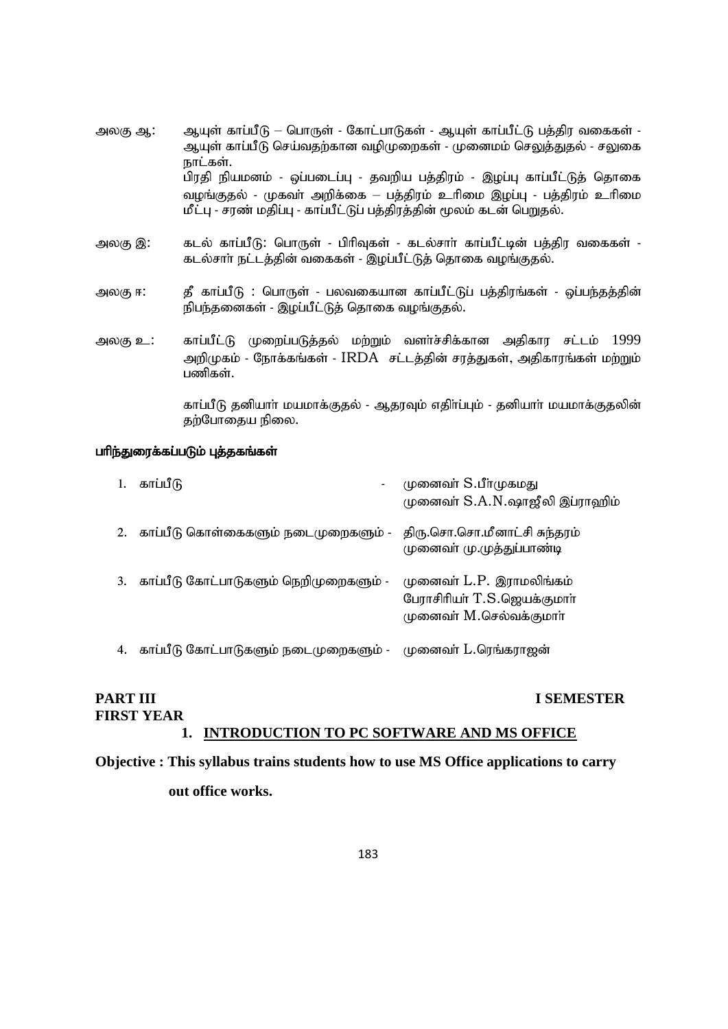அலகு ஆ: ஆயுள் காப்பீடு – பொருள் - கோட்பாடுகள் - ஆயுள் காப்பீட்டு பத்திர வகைகள் - ஆயுள் காப்பீடு செய்வதற்கான வழிமுறைகள் - முனைமம் செலுத்துதல் - சலுகை நாட்கள்.

பிரதி நியமனம் - ஒப்படைப்பு - தவறிய பத்திரம் - இழப்பு காப்பீட்டுத் தொகை வழங்குதல் - முகவர் அறிக்கை – பத்திரம் உரிமை இழப்பு - பத்திரம் உரிமை மீட்பு - சரண் மதிப்பு - காப்பீட்டுப் பத்திரத்தின் மூலம் கடன் பெறுதல்.

அலகு இ: கடல் காப்பீடு: பொருள் - பிரிவுகள் - கடல்சார் காப்பீட்டின் பத்திர வகைகள் - கடல்சார் நட்டத்தின் வகைகள் - இழப்பீட்டுத் தொகை வழங்குதல்.

அலகு ஈ: தீ காப்பீடு : பொருள் - பலவகையான காப்பீட்டுப் பத்திரங்கள் - ஒப்பந்தத்தின் நிபந்தனைகள் - இழப்பீட்டுத் தொகை வழங்குதல்.

அலகு உ: காப்பீட்டு முறைப்படுத்தல் மற்றும் வளர்ச்சிக்கான அதிகார சட்டம் 1999 அறிமுகம் - நோக்கங்கள் - IRDA சட்டத்தின் சரத்துகள், அதிகாரங்கள் மற்றும் பணிகள்.

காப்பீடு தனியார் மயமாக்குதல் - ஆதரவும் எதிர்ப்பும் - தனியார் மயமாக்குதலின் தற்போதைய நிலை.

**பரிந்துரைக்கப்படும் புத்தகங்கள்**

1. காப்பீடு - முனைவர் S.பீர்முகமது, முனைவர் S.A.N.ஷாஜீலி இப்ராஹிம்
2. காப்பீடு கொள்கைகளும் நடைமுறைகளும் - திரு.சொ.சொ.மீனாட்சி சுந்தரம், முனைவர் மு.முத்துப்பாண்டி
3. காப்பீடு கோட்பாடுகளும் நெறிமுறைகளும் - முனைவர் L.P. இராமலிங்கம், பேராசிரியர் T.S.ஜெயக்குமார், முனைவர் M.செல்வக்குமார்
4. காப்பீடு கோட்பாடுகளும் நடைமுறைகளும் - முனைவர் L.ரெங்கராஜன்

**PART III** **I SEMESTER**

**FIRST YEAR**

## 1. INTRODUCTION TO PC SOFTWARE AND MS OFFICE

**Objective : This syllabus trains students how to use MS Office applications to carry out office works.**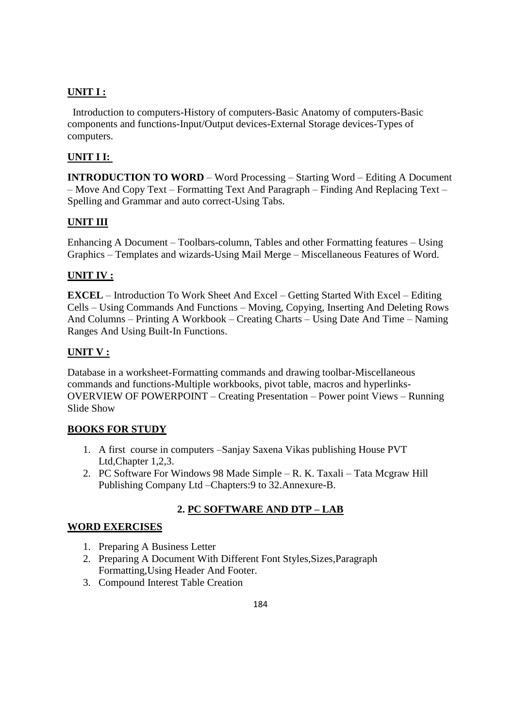**UNIT I :**

Introduction to computers-History of computers-Basic Anatomy of computers-Basic components and functions-Input/Output devices-External Storage devices-Types of computers.

**UNIT I I:**

**INTRODUCTION TO WORD** – Word Processing – Starting Word – Editing A Document – Move And Copy Text – Formatting Text And Paragraph – Finding And Replacing Text – Spelling and Grammar and auto correct-Using Tabs.

**UNIT III**

Enhancing A Document – Toolbars-column, Tables and other Formatting features – Using Graphics – Templates and wizards-Using Mail Merge – Miscellaneous Features of Word.

**UNIT IV :**

**EXCEL** – Introduction To Work Sheet And Excel – Getting Started With Excel – Editing Cells – Using Commands And Functions – Moving, Copying, Inserting And Deleting Rows And Columns – Printing A Workbook – Creating Charts – Using Date And Time – Naming Ranges And Using Built-In Functions.

**UNIT V :**

Database in a worksheet-Formatting commands and drawing toolbar-Miscellaneous commands and functions-Multiple workbooks, pivot table, macros and hyperlinks-OVERVIEW OF POWERPOINT – Creating Presentation – Power point Views – Running Slide Show

**BOOKS FOR STUDY**

1. A first course in computers –Sanjay Saxena Vikas publishing House PVT Ltd,Chapter 1,2,3.
2. PC Software For Windows 98 Made Simple – R. K. Taxali – Tata Mcgraw Hill Publishing Company Ltd –Chapters:9 to 32.Annexure-B.

## 2. PC SOFTWARE AND DTP – LAB

**WORD EXERCISES**

1. Preparing A Business Letter
2. Preparing A Document With Different Font Styles,Sizes,Paragraph Formatting,Using Header And Footer.
3. Compound Interest Table Creation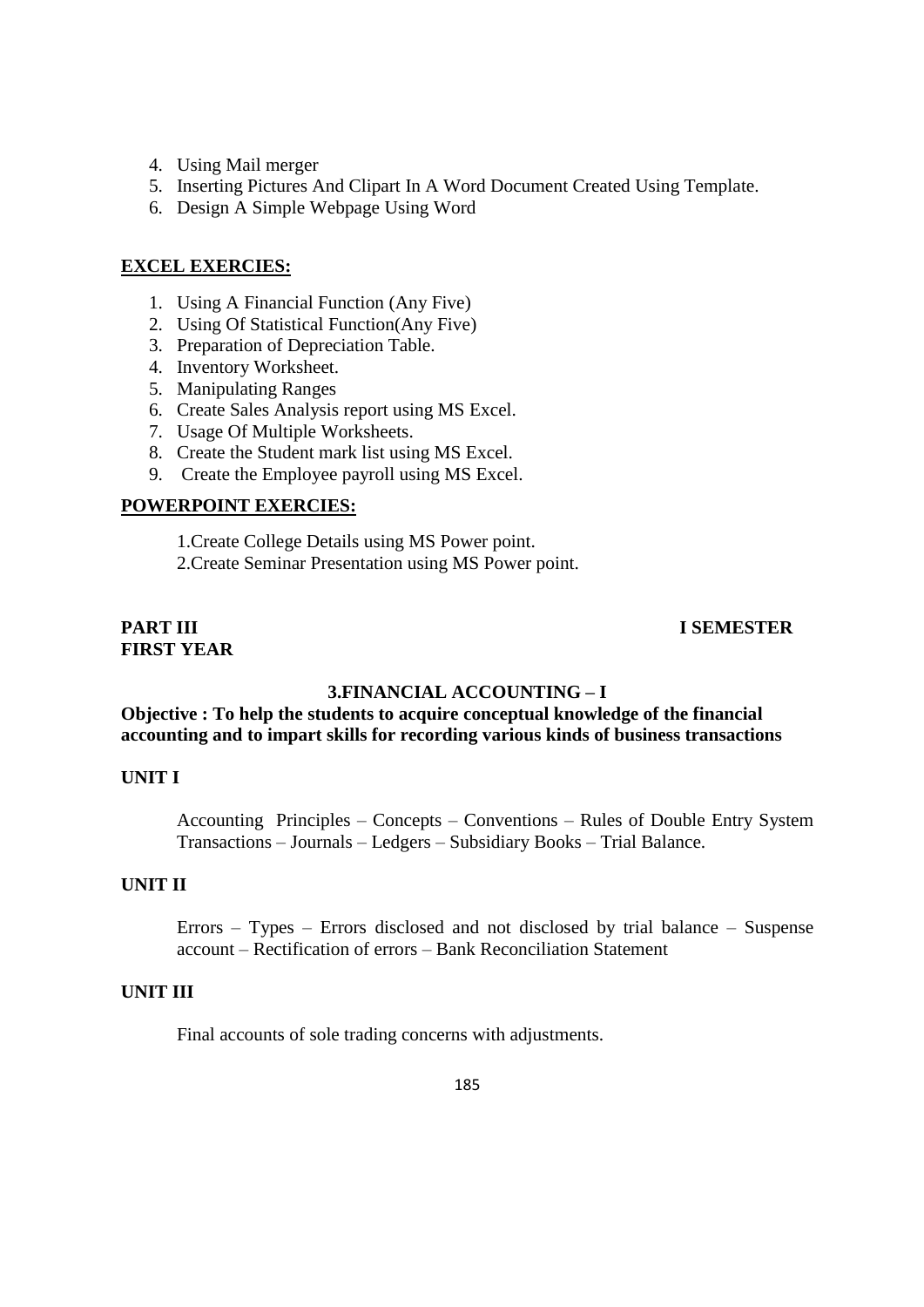4. Using Mail merger
5. Inserting Pictures And Clipart In A Word Document Created Using Template.
6. Design A Simple Webpage Using Word

**EXCEL EXERCIES:**

1. Using A Financial Function (Any Five)
2. Using Of Statistical Function(Any Five)
3. Preparation of Depreciation Table.
4. Inventory Worksheet.
5. Manipulating Ranges
6. Create Sales Analysis report using MS Excel.
7. Usage Of Multiple Worksheets.
8. Create the Student mark list using MS Excel.
9. Create the Employee payroll using MS Excel.

**POWERPOINT EXERCIES:**

1.Create College Details using MS Power point.
2.Create Seminar Presentation using MS Power point.

**PART III** **I SEMESTER**
**FIRST YEAR**

**3.FINANCIAL ACCOUNTING – I**

**Objective : To help the students to acquire conceptual knowledge of the financial accounting and to impart skills for recording various kinds of business transactions**

**UNIT I**

Accounting Principles – Concepts – Conventions – Rules of Double Entry System Transactions – Journals – Ledgers – Subsidiary Books – Trial Balance.

**UNIT II**

Errors – Types – Errors disclosed and not disclosed by trial balance – Suspense account – Rectification of errors – Bank Reconciliation Statement

**UNIT III**

Final accounts of sole trading concerns with adjustments.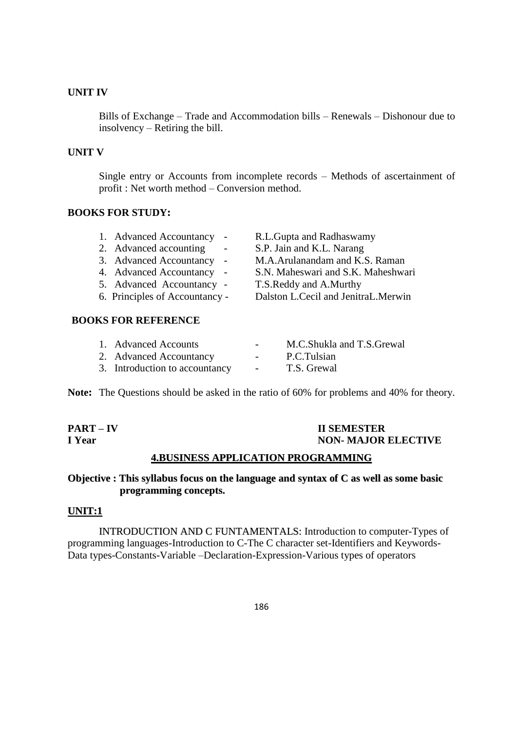### UNIT IV

Bills of Exchange – Trade and Accommodation bills – Renewals – Dishonour due to insolvency – Retiring the bill.

### UNIT V

Single entry or Accounts from incomplete records – Methods of ascertainment of profit : Net worth method – Conversion method.

### BOOKS FOR STUDY:

1. Advanced Accountancy - R.L.Gupta and Radhaswamy
2. Advanced accounting - S.P. Jain and K.L. Narang
3. Advanced Accountancy - M.A.Arulanandam and K.S. Raman
4. Advanced Accountancy - S.N. Maheswari and S.K. Maheshwari
5. Advanced Accountancy - T.S.Reddy and A.Murthy
6. Principles of Accountancy - Dalston L.Cecil and JenitraL.Merwin

### BOOKS FOR REFERENCE

1. Advanced Accounts - M.C.Shukla and T.S.Grewal
2. Advanced Accountancy - P.C.Tulsian
3. Introduction to accountancy - T.S. Grewal

**Note:** The Questions should be asked in the ratio of 60% for problems and 40% for theory.

**PART – IV** **II SEMESTER**
**I Year** **NON- MAJOR ELECTIVE**

## 4.BUSINESS APPLICATION PROGRAMMING

**Objective : This syllabus focus on the language and syntax of C as well as some basic programming concepts.**

### UNIT:1

INTRODUCTION AND C FUNTAMENTALS: Introduction to computer-Types of programming languages-Introduction to C-The C character set-Identifiers and Keywords-Data types-Constants-Variable –Declaration-Expression-Various types of operators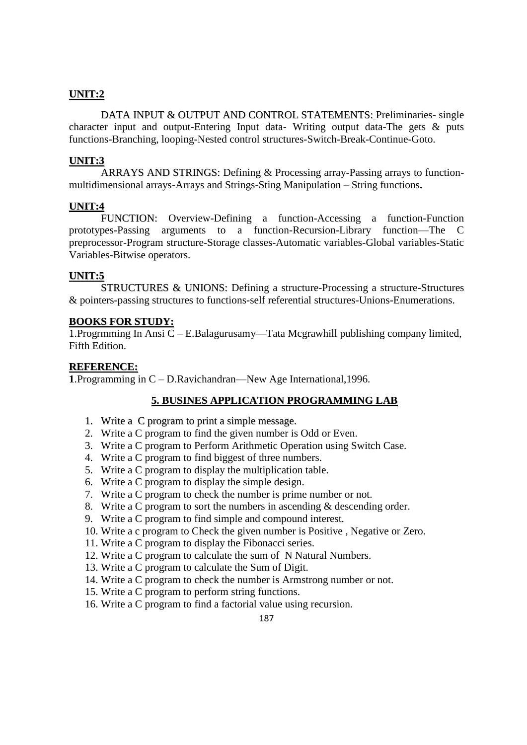**UNIT:2**

DATA INPUT & OUTPUT AND CONTROL STATEMENTS: Preliminaries- single character input and output-Entering Input data- Writing output data-The gets & puts functions-Branching, looping-Nested control structures-Switch-Break-Continue-Goto.

**UNIT:3**

ARRAYS AND STRINGS: Defining & Processing array-Passing arrays to function-multidimensional arrays-Arrays and Strings-Sting Manipulation – String functions**.**

**UNIT:4**

FUNCTION: Overview-Defining a function-Accessing a function-Function prototypes-Passing arguments to a function-Recursion-Library function—The C preprocessor-Program structure-Storage classes-Automatic variables-Global variables-Static Variables-Bitwise operators.

**UNIT:5**

STRUCTURES & UNIONS: Defining a structure-Processing a structure-Structures & pointers-passing structures to functions-self referential structures-Unions-Enumerations.

**BOOKS FOR STUDY:**

1.Progrmming In Ansi C – E.Balagurusamy—Tata Mcgrawhill publishing company limited, Fifth Edition.

**REFERENCE:**

**1**.Programming in C – D.Ravichandran—New Age International,1996.

## 5. BUSINES APPLICATION PROGRAMMING LAB

1. Write a C program to print a simple message.
2. Write a C program to find the given number is Odd or Even.
3. Write a C program to Perform Arithmetic Operation using Switch Case.
4. Write a C program to find biggest of three numbers.
5. Write a C program to display the multiplication table.
6. Write a C program to display the simple design.
7. Write a C program to check the number is prime number or not.
8. Write a C program to sort the numbers in ascending & descending order.
9. Write a C program to find simple and compound interest.
10. Write a c program to Check the given number is Positive , Negative or Zero.
11. Write a C program to display the Fibonacci series.
12. Write a C program to calculate the sum of N Natural Numbers.
13. Write a C program to calculate the Sum of Digit.
14. Write a C program to check the number is Armstrong number or not.
15. Write a C program to perform string functions.
16. Write a C program to find a factorial value using recursion.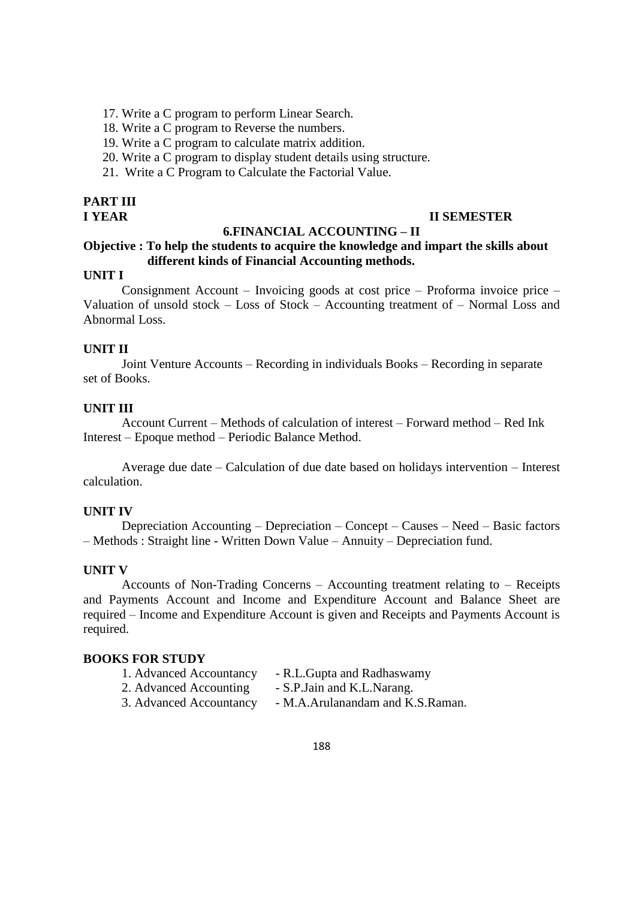17. Write a C program to perform Linear Search.
18. Write a C program to Reverse the numbers.
19. Write a C program to calculate matrix addition.
20. Write a C program to display student details using structure.
21. Write a C Program to Calculate the Factorial Value.

**PART III**

**I YEAR** **II SEMESTER**

## 6.FINANCIAL ACCOUNTING – II

**Objective : To help the students to acquire the knowledge and impart the skills about different kinds of Financial Accounting methods.**

**UNIT I**

Consignment Account – Invoicing goods at cost price – Proforma invoice price – Valuation of unsold stock – Loss of Stock – Accounting treatment of – Normal Loss and Abnormal Loss.

**UNIT II**

Joint Venture Accounts – Recording in individuals Books – Recording in separate set of Books.

**UNIT III**

Account Current – Methods of calculation of interest – Forward method – Red Ink Interest – Epoque method – Periodic Balance Method.

Average due date – Calculation of due date based on holidays intervention – Interest calculation.

**UNIT IV**

Depreciation Accounting – Depreciation – Concept – Causes – Need – Basic factors – Methods : Straight line - Written Down Value – Annuity – Depreciation fund.

**UNIT V**

Accounts of Non-Trading Concerns – Accounting treatment relating to – Receipts and Payments Account and Income and Expenditure Account and Balance Sheet are required – Income and Expenditure Account is given and Receipts and Payments Account is required.

**BOOKS FOR STUDY**

1. Advanced Accountancy - R.L.Gupta and Radhaswamy
2. Advanced Accounting - S.P.Jain and K.L.Narang.
3. Advanced Accountancy - M.A.Arulanandam and K.S.Raman.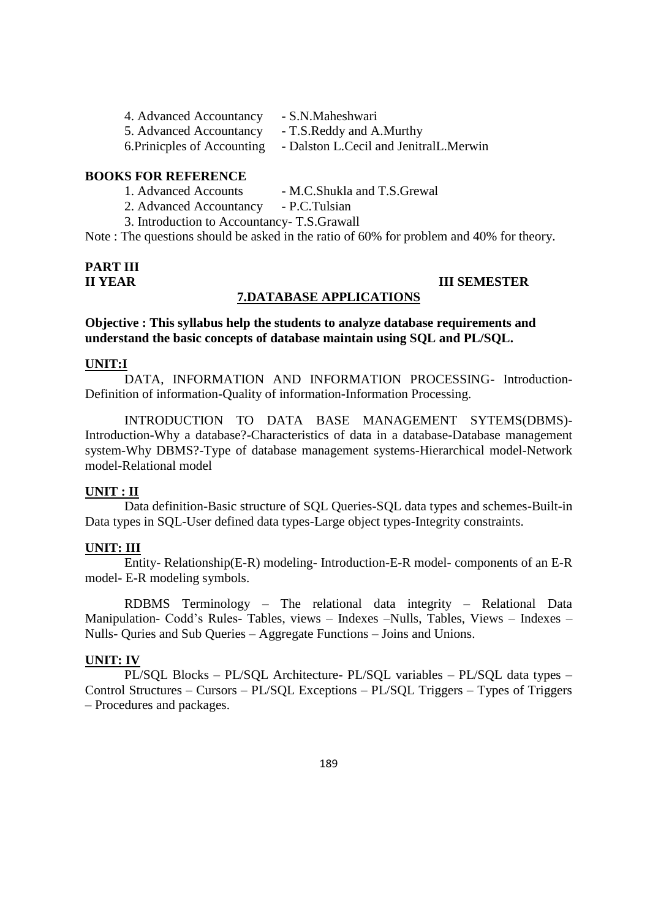4. Advanced Accountancy - S.N.Maheshwari
5. Advanced Accountancy - T.S.Reddy and A.Murthy
6.Prinicples of Accounting - Dalston L.Cecil and JenitralL.Merwin

**BOOKS FOR REFERENCE**

1. Advanced Accounts - M.C.Shukla and T.S.Grewal
2. Advanced Accountancy - P.C.Tulsian
3. Introduction to Accountancy- T.S.Grawall

Note : The questions should be asked in the ratio of 60% for problem and 40% for theory.

**PART III**

**II YEAR** **III SEMESTER**

## 7.DATABASE APPLICATIONS

**Objective : This syllabus help the students to analyze database requirements and understand the basic concepts of database maintain using SQL and PL/SQL.**

**UNIT:I**

DATA, INFORMATION AND INFORMATION PROCESSING- Introduction-Definition of information-Quality of information-Information Processing.

INTRODUCTION TO DATA BASE MANAGEMENT SYTEMS(DBMS)-Introduction-Why a database?-Characteristics of data in a database-Database management system-Why DBMS?-Type of database management systems-Hierarchical model-Network model-Relational model

**UNIT : II**

Data definition-Basic structure of SQL Queries-SQL data types and schemes-Built-in Data types in SQL-User defined data types-Large object types-Integrity constraints.

**UNIT: III**

Entity- Relationship(E-R) modeling- Introduction-E-R model- components of an E-R model- E-R modeling symbols.

RDBMS Terminology – The relational data integrity – Relational Data Manipulation- Codd's Rules- Tables, views – Indexes –Nulls, Tables, Views – Indexes – Nulls- Quries and Sub Queries – Aggregate Functions – Joins and Unions.

**UNIT: IV**

PL/SQL Blocks – PL/SQL Architecture- PL/SQL variables – PL/SQL data types – Control Structures – Cursors – PL/SQL Exceptions – PL/SQL Triggers – Types of Triggers – Procedures and packages.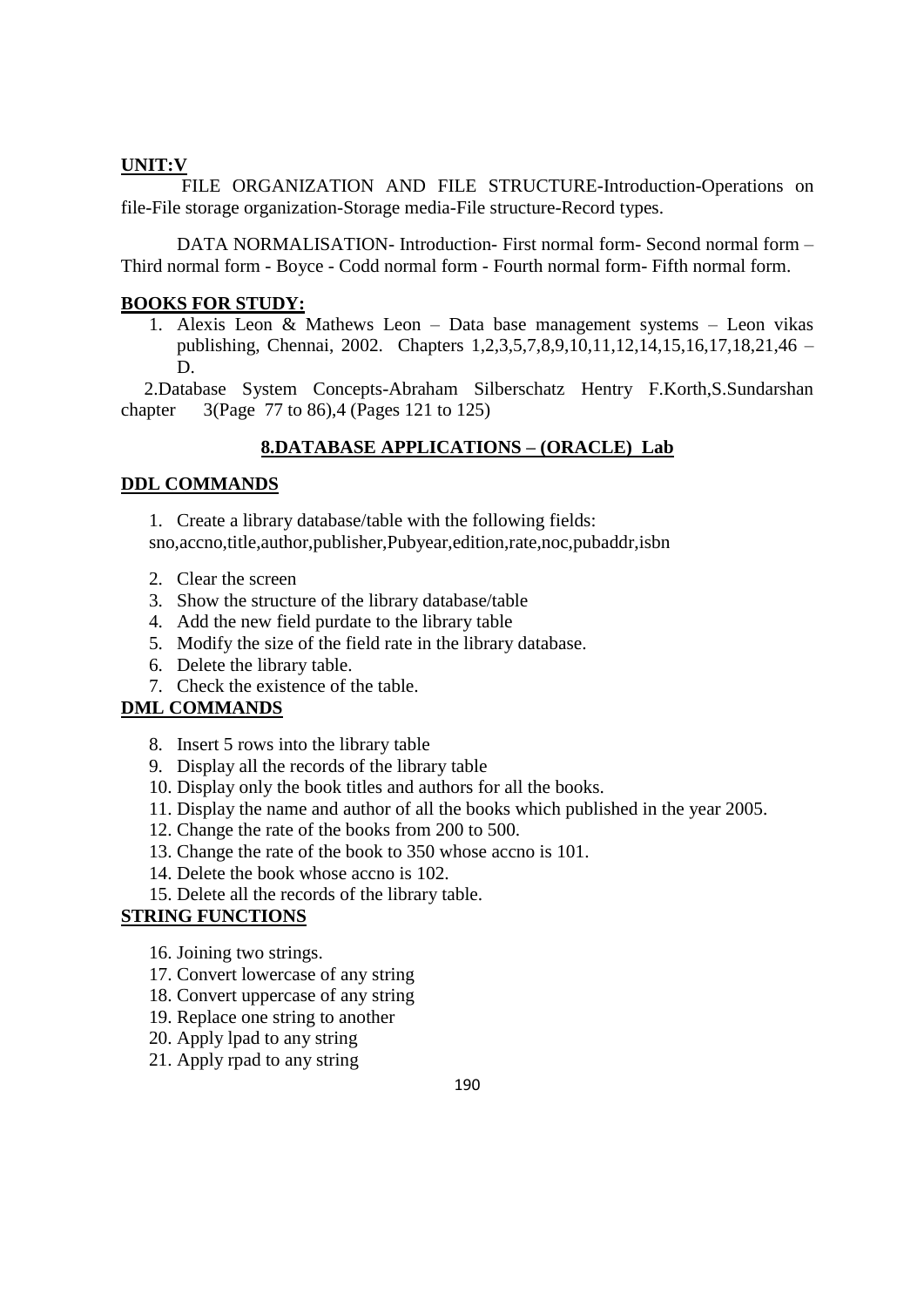**UNIT:V**

FILE ORGANIZATION AND FILE STRUCTURE-Introduction-Operations on file-File storage organization-Storage media-File structure-Record types.

DATA NORMALISATION- Introduction- First normal form- Second normal form – Third normal form - Boyce - Codd normal form - Fourth normal form- Fifth normal form.

**BOOKS FOR STUDY:**

1. Alexis Leon & Mathews Leon – Data base management systems – Leon vikas publishing, Chennai, 2002. Chapters 1,2,3,5,7,8,9,10,11,12,14,15,16,17,18,21,46 – D.

2.Database System Concepts-Abraham Silberschatz Hentry F.Korth,S.Sundarshan chapter 3(Page 77 to 86),4 (Pages 121 to 125)

## 8.DATABASE APPLICATIONS – (ORACLE) Lab

**DDL COMMANDS**

1. Create a library database/table with the following fields: sno,accno,title,author,publisher,Pubyear,edition,rate,noc,pubaddr,isbn
2. Clear the screen
3. Show the structure of the library database/table
4. Add the new field purdate to the library table
5. Modify the size of the field rate in the library database.
6. Delete the library table.
7. Check the existence of the table.

**DML COMMANDS**

8. Insert 5 rows into the library table
9. Display all the records of the library table
10. Display only the book titles and authors for all the books.
11. Display the name and author of all the books which published in the year 2005.
12. Change the rate of the books from 200 to 500.
13. Change the rate of the book to 350 whose accno is 101.
14. Delete the book whose accno is 102.
15. Delete all the records of the library table.

**STRING FUNCTIONS**

16. Joining two strings.
17. Convert lowercase of any string
18. Convert uppercase of any string
19. Replace one string to another
20. Apply lpad to any string
21. Apply rpad to any string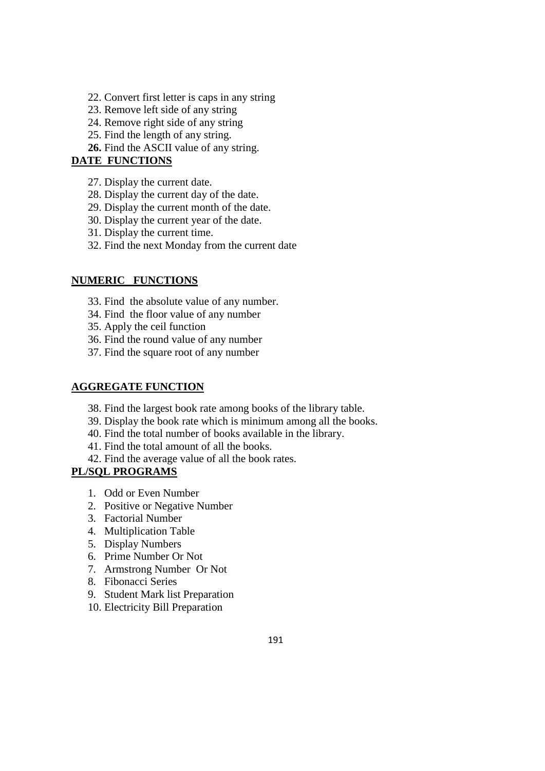22. Convert first letter is caps in any string
23. Remove left side of any string
24. Remove right side of any string
25. Find the length of any string.
26. Find the ASCII value of any string.

## DATE FUNCTIONS

27. Display the current date.
28. Display the current day of the date.
29. Display the current month of the date.
30. Display the current year of the date.
31. Display the current time.
32. Find the next Monday from the current date

## NUMERIC FUNCTIONS

33. Find the absolute value of any number.
34. Find the floor value of any number
35. Apply the ceil function
36. Find the round value of any number
37. Find the square root of any number

## AGGREGATE FUNCTION

38. Find the largest book rate among books of the library table.
39. Display the book rate which is minimum among all the books.
40. Find the total number of books available in the library.
41. Find the total amount of all the books.
42. Find the average value of all the book rates.

## PL/SQL PROGRAMS

1. Odd or Even Number
2. Positive or Negative Number
3. Factorial Number
4. Multiplication Table
5. Display Numbers
6. Prime Number Or Not
7. Armstrong Number Or Not
8. Fibonacci Series
9. Student Mark list Preparation
10. Electricity Bill Preparation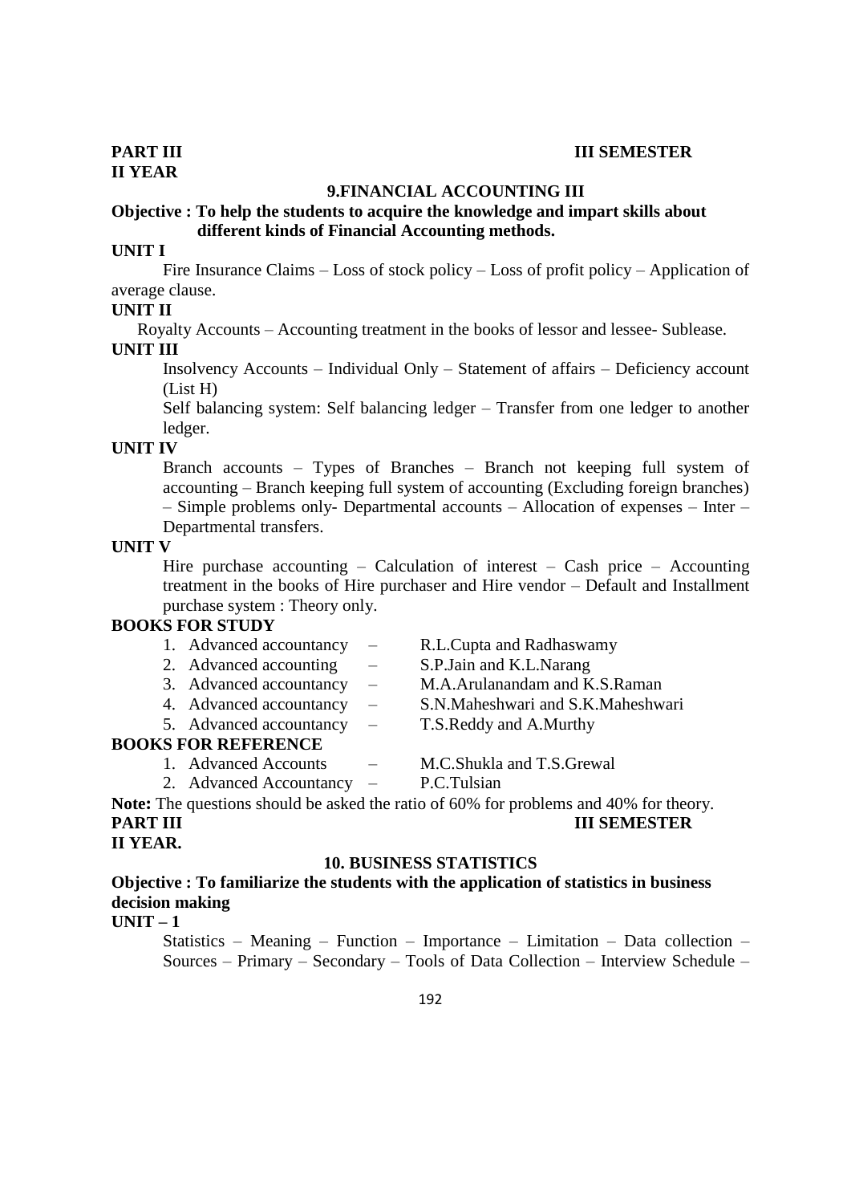**PART III** **III SEMESTER**
**II YEAR**

## 9.FINANCIAL ACCOUNTING III

**Objective : To help the students to acquire the knowledge and impart skills about different kinds of Financial Accounting methods.**

**UNIT I**

Fire Insurance Claims – Loss of stock policy – Loss of profit policy – Application of average clause.

**UNIT II**

Royalty Accounts – Accounting treatment in the books of lessor and lessee- Sublease.

**UNIT III**

Insolvency Accounts – Individual Only – Statement of affairs – Deficiency account (List H)

Self balancing system: Self balancing ledger – Transfer from one ledger to another ledger.

**UNIT IV**

Branch accounts – Types of Branches – Branch not keeping full system of accounting – Branch keeping full system of accounting (Excluding foreign branches) – Simple problems only- Departmental accounts – Allocation of expenses – Inter – Departmental transfers.

**UNIT V**

Hire purchase accounting – Calculation of interest – Cash price – Accounting treatment in the books of Hire purchaser and Hire vendor – Default and Installment purchase system : Theory only.

**BOOKS FOR STUDY**

1. Advanced accountancy – R.L.Cupta and Radhaswamy
2. Advanced accounting – S.P.Jain and K.L.Narang
3. Advanced accountancy – M.A.Arulanandam and K.S.Raman
4. Advanced accountancy – S.N.Maheshwari and S.K.Maheshwari
5. Advanced accountancy – T.S.Reddy and A.Murthy

**BOOKS FOR REFERENCE**

1. Advanced Accounts – M.C.Shukla and T.S.Grewal
2. Advanced Accountancy – P.C.Tulsian

**Note:** The questions should be asked the ratio of 60% for problems and 40% for theory.

**PART III** **III SEMESTER**
**II YEAR.**

## 10. BUSINESS STATISTICS

**Objective : To familiarize the students with the application of statistics in business decision making**

**UNIT – 1**

Statistics – Meaning – Function – Importance – Limitation – Data collection – Sources – Primary – Secondary – Tools of Data Collection – Interview Schedule –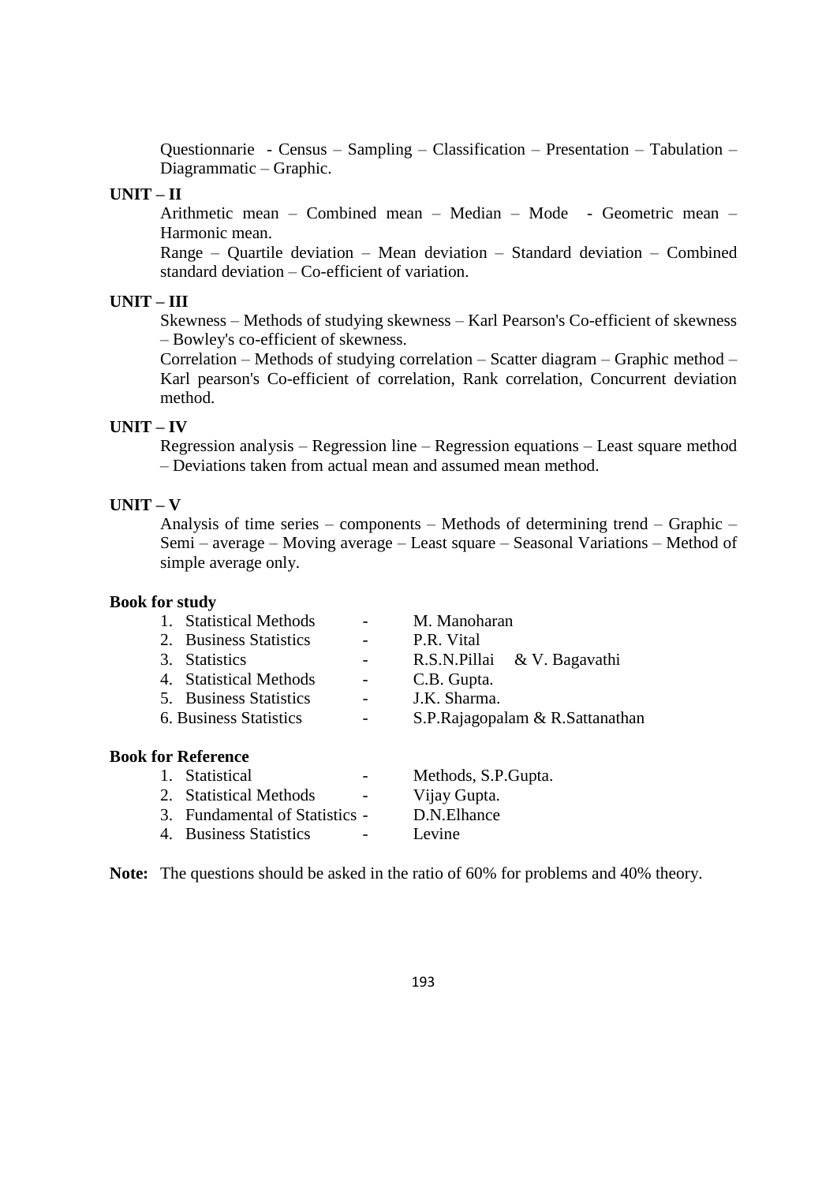Questionnarie - Census – Sampling – Classification – Presentation – Tabulation – Diagrammatic – Graphic.

**UNIT – II**

Arithmetic mean – Combined mean – Median – Mode - Geometric mean – Harmonic mean.

Range – Quartile deviation – Mean deviation – Standard deviation – Combined standard deviation – Co-efficient of variation.

**UNIT – III**

Skewness – Methods of studying skewness – Karl Pearson's Co-efficient of skewness – Bowley's co-efficient of skewness.

Correlation – Methods of studying correlation – Scatter diagram – Graphic method – Karl pearson's Co-efficient of correlation, Rank correlation, Concurrent deviation method.

**UNIT – IV**

Regression analysis – Regression line – Regression equations – Least square method – Deviations taken from actual mean and assumed mean method.

**UNIT – V**

Analysis of time series – components – Methods of determining trend – Graphic – Semi – average – Moving average – Least square – Seasonal Variations – Method of simple average only.

**Book for study**

1. Statistical Methods - M. Manoharan
2. Business Statistics - P.R. Vital
3. Statistics - R.S.N.Pillai & V. Bagavathi
4. Statistical Methods - C.B. Gupta.
5. Business Statistics - J.K. Sharma.
6. Business Statistics - S.P.Rajagopalam & R.Sattanathan

**Book for Reference**

1. Statistical - Methods, S.P.Gupta.
2. Statistical Methods - Vijay Gupta.
3. Fundamental of Statistics - D.N.Elhance
4. Business Statistics - Levine

**Note:** The questions should be asked in the ratio of 60% for problems and 40% theory.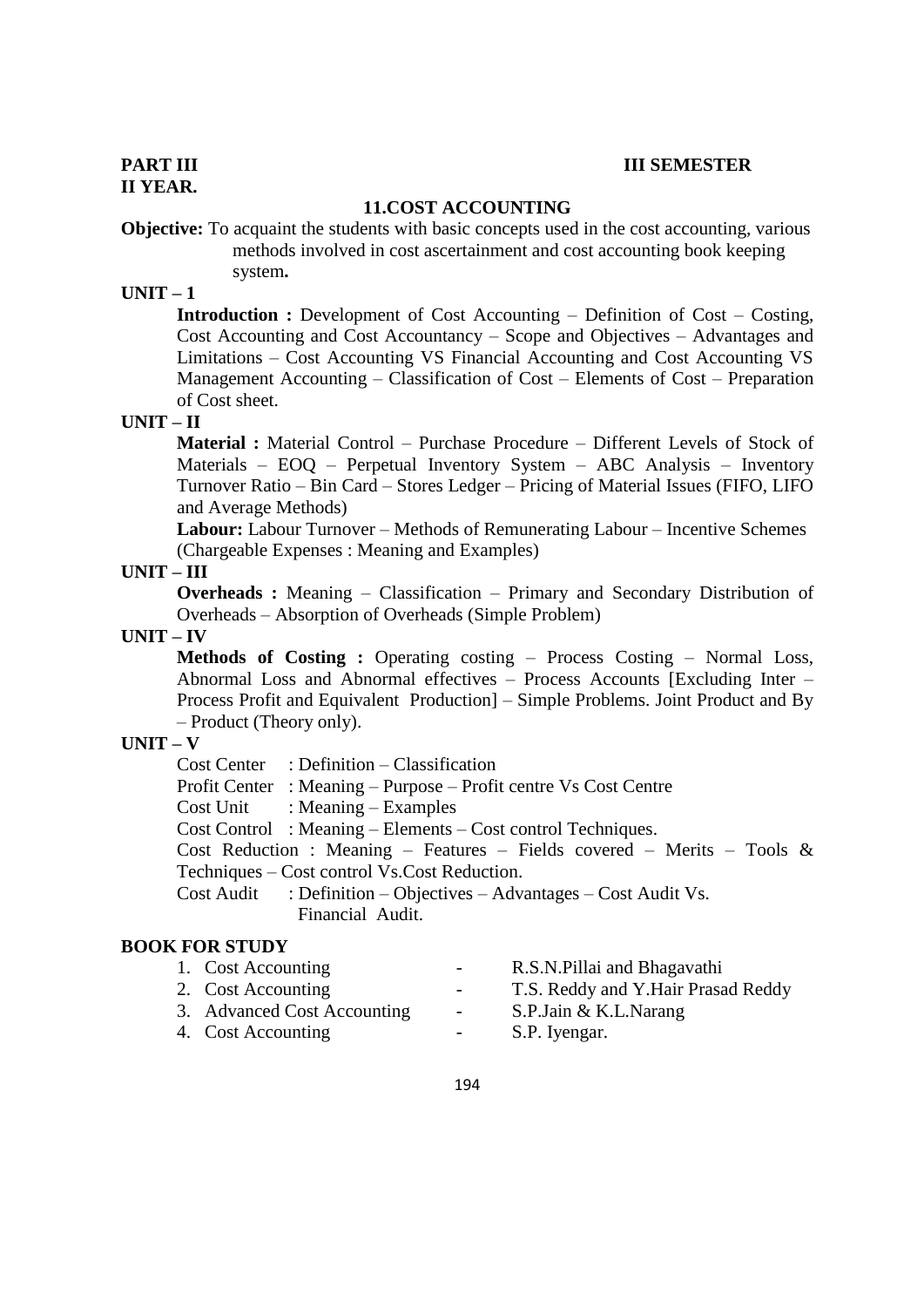**PART III** **III SEMESTER**

**II YEAR.**

## 11.COST ACCOUNTING

**Objective:** To acquaint the students with basic concepts used in the cost accounting, various methods involved in cost ascertainment and cost accounting book keeping system**.**

**UNIT – 1**

**Introduction :** Development of Cost Accounting – Definition of Cost – Costing, Cost Accounting and Cost Accountancy – Scope and Objectives – Advantages and Limitations – Cost Accounting VS Financial Accounting and Cost Accounting VS Management Accounting – Classification of Cost – Elements of Cost – Preparation of Cost sheet.

**UNIT – II**

**Material :** Material Control – Purchase Procedure – Different Levels of Stock of Materials – EOQ – Perpetual Inventory System – ABC Analysis – Inventory Turnover Ratio – Bin Card – Stores Ledger – Pricing of Material Issues (FIFO, LIFO and Average Methods)

**Labour:** Labour Turnover – Methods of Remunerating Labour – Incentive Schemes (Chargeable Expenses : Meaning and Examples)

**UNIT – III**

**Overheads :** Meaning – Classification – Primary and Secondary Distribution of Overheads – Absorption of Overheads (Simple Problem)

**UNIT – IV**

**Methods of Costing :** Operating costing – Process Costing – Normal Loss, Abnormal Loss and Abnormal effectives – Process Accounts [Excluding Inter – Process Profit and Equivalent Production] – Simple Problems. Joint Product and By – Product (Theory only).

**UNIT – V**

Cost Center : Definition – Classification

Profit Center : Meaning – Purpose – Profit centre Vs Cost Centre

Cost Unit : Meaning – Examples

Cost Control : Meaning – Elements – Cost control Techniques.

Cost Reduction : Meaning – Features – Fields covered – Merits – Tools & Techniques – Cost control Vs.Cost Reduction.

Cost Audit : Definition – Objectives – Advantages – Cost Audit Vs. Financial Audit.

**BOOK FOR STUDY**

1. Cost Accounting - R.S.N.Pillai and Bhagavathi
2. Cost Accounting - T.S. Reddy and Y.Hair Prasad Reddy
3. Advanced Cost Accounting - S.P.Jain & K.L.Narang
4. Cost Accounting - S.P. Iyengar.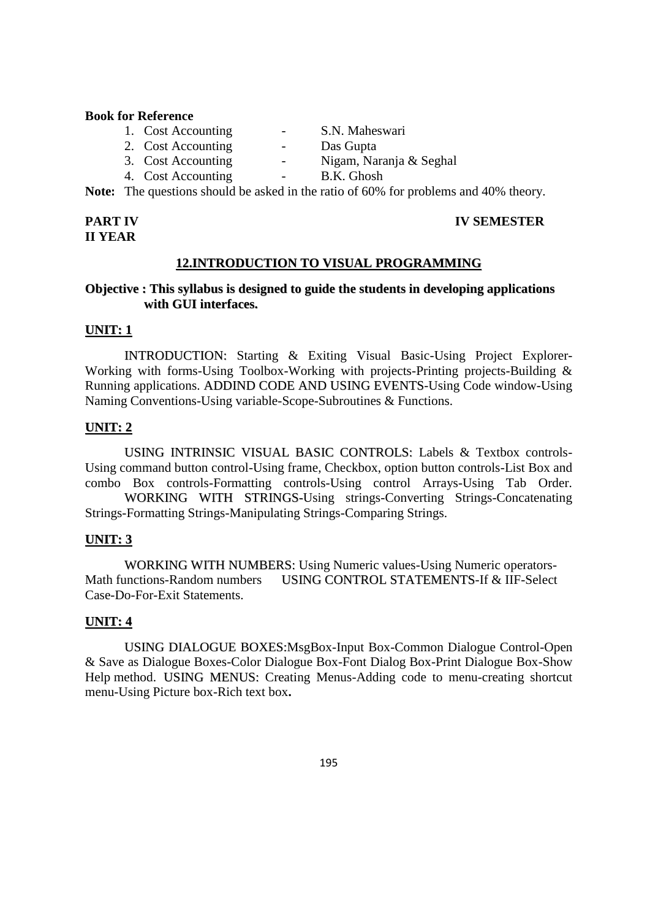**Book for Reference**

1. Cost Accounting - S.N. Maheswari
2. Cost Accounting - Das Gupta
3. Cost Accounting - Nigam, Naranja & Seghal
4. Cost Accounting - B.K. Ghosh

**Note:** The questions should be asked in the ratio of 60% for problems and 40% theory.

**PART IV** **IV SEMESTER**
**II YEAR**

## 12.INTRODUCTION TO VISUAL PROGRAMMING

**Objective : This syllabus is designed to guide the students in developing applications with GUI interfaces.**

### UNIT: 1

INTRODUCTION: Starting & Exiting Visual Basic-Using Project Explorer-Working with forms-Using Toolbox-Working with projects-Printing projects-Building & Running applications. ADDIND CODE AND USING EVENTS-Using Code window-Using Naming Conventions-Using variable-Scope-Subroutines & Functions.

### UNIT: 2

USING INTRINSIC VISUAL BASIC CONTROLS: Labels & Textbox controls-Using command button control-Using frame, Checkbox, option button controls-List Box and combo Box controls-Formatting controls-Using control Arrays-Using Tab Order.
WORKING WITH STRINGS-Using strings-Converting Strings-Concatenating Strings-Formatting Strings-Manipulating Strings-Comparing Strings.

### UNIT: 3

WORKING WITH NUMBERS: Using Numeric values-Using Numeric operators-Math functions-Random numbers USING CONTROL STATEMENTS-If & IIF-Select Case-Do-For-Exit Statements.

### UNIT: 4

USING DIALOGUE BOXES:MsgBox-Input Box-Common Dialogue Control-Open & Save as Dialogue Boxes-Color Dialogue Box-Font Dialog Box-Print Dialogue Box-Show Help method. USING MENUS: Creating Menus-Adding code to menu-creating shortcut menu-Using Picture box-Rich text box**.**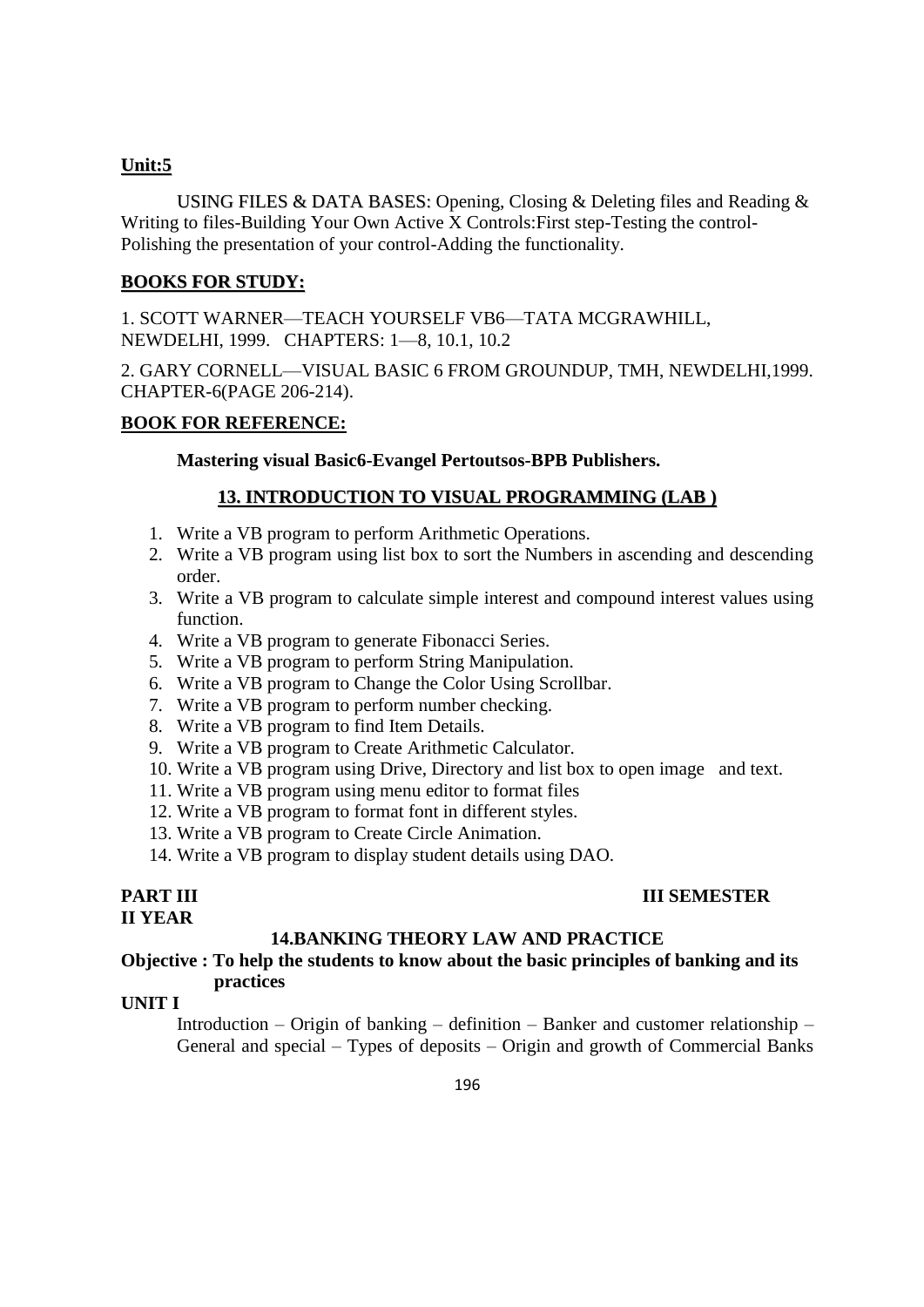**Unit:5**

USING FILES & DATA BASES: Opening, Closing & Deleting files and Reading & Writing to files-Building Your Own Active X Controls:First step-Testing the control-Polishing the presentation of your control-Adding the functionality.

**BOOKS FOR STUDY:**

1. SCOTT WARNER—TEACH YOURSELF VB6—TATA MCGRAWHILL, NEWDELHI, 1999. CHAPTERS: 1—8, 10.1, 10.2

2. GARY CORNELL—VISUAL BASIC 6 FROM GROUNDUP, TMH, NEWDELHI,1999. CHAPTER-6(PAGE 206-214).

**BOOK FOR REFERENCE:**

**Mastering visual Basic6-Evangel Pertoutsos-BPB Publishers.**

## 13. INTRODUCTION TO VISUAL PROGRAMMING (LAB )

1. Write a VB program to perform Arithmetic Operations.
2. Write a VB program using list box to sort the Numbers in ascending and descending order.
3. Write a VB program to calculate simple interest and compound interest values using function.
4. Write a VB program to generate Fibonacci Series.
5. Write a VB program to perform String Manipulation.
6. Write a VB program to Change the Color Using Scrollbar.
7. Write a VB program to perform number checking.
8. Write a VB program to find Item Details.
9. Write a VB program to Create Arithmetic Calculator.
10. Write a VB program using Drive, Directory and list box to open image and text.
11. Write a VB program using menu editor to format files
12. Write a VB program to format font in different styles.
13. Write a VB program to Create Circle Animation.
14. Write a VB program to display student details using DAO.

**PART III** **III SEMESTER**
**II YEAR**

## 14.BANKING THEORY LAW AND PRACTICE

**Objective : To help the students to know about the basic principles of banking and its practices**

**UNIT I**

Introduction – Origin of banking – definition – Banker and customer relationship – General and special – Types of deposits – Origin and growth of Commercial Banks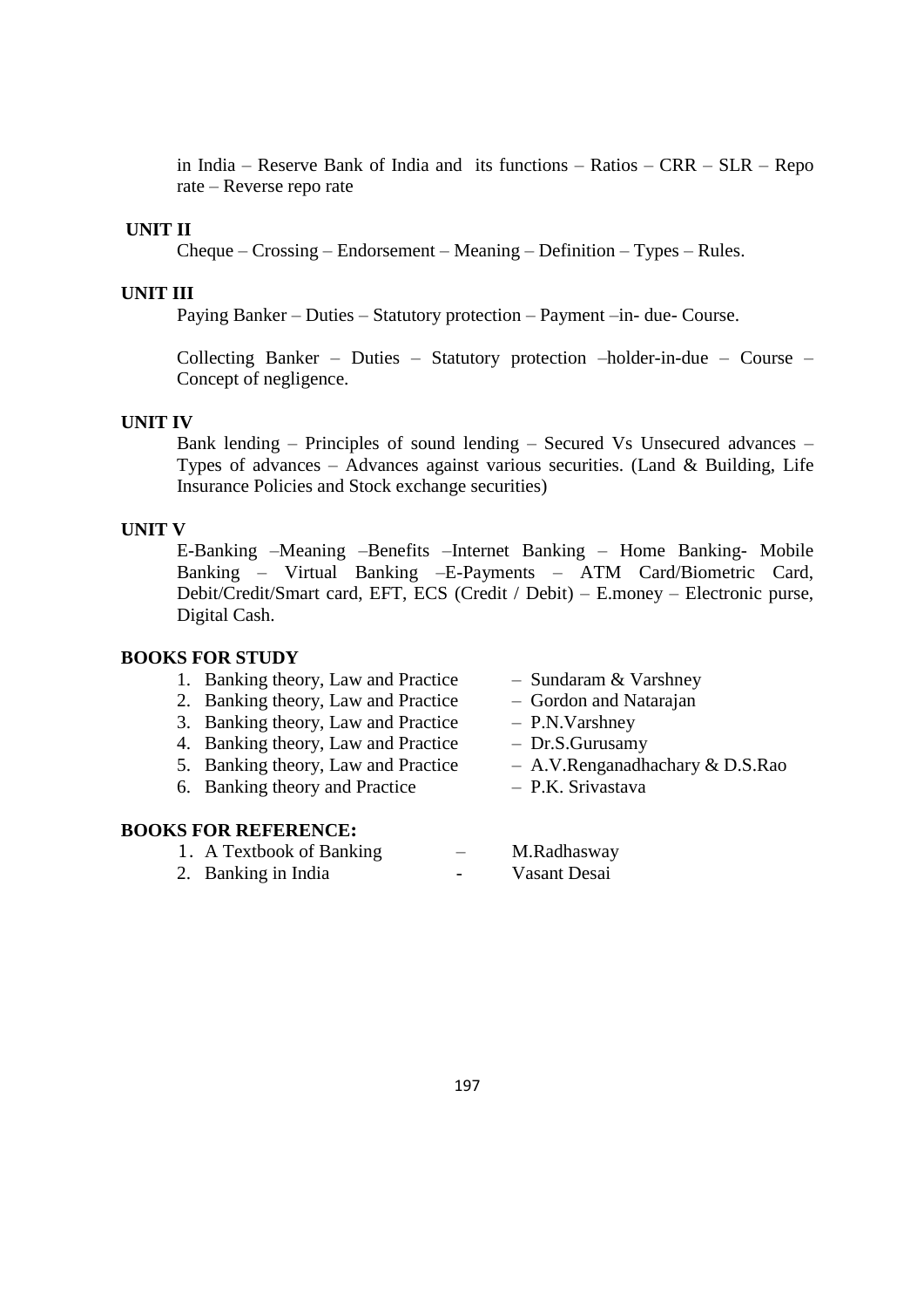in India – Reserve Bank of India and its functions – Ratios – CRR – SLR – Repo rate – Reverse repo rate

**UNIT II**

Cheque – Crossing – Endorsement – Meaning – Definition – Types – Rules.

**UNIT III**

Paying Banker – Duties – Statutory protection – Payment –in- due- Course.

Collecting Banker – Duties – Statutory protection –holder-in-due – Course – Concept of negligence.

**UNIT IV**

Bank lending – Principles of sound lending – Secured Vs Unsecured advances – Types of advances – Advances against various securities. (Land & Building, Life Insurance Policies and Stock exchange securities)

**UNIT V**

E-Banking –Meaning –Benefits –Internet Banking – Home Banking- Mobile Banking – Virtual Banking –E-Payments – ATM Card/Biometric Card, Debit/Credit/Smart card, EFT, ECS (Credit / Debit) – E.money – Electronic purse, Digital Cash.

**BOOKS FOR STUDY**

1. Banking theory, Law and Practice – Sundaram & Varshney
2. Banking theory, Law and Practice – Gordon and Natarajan
3. Banking theory, Law and Practice – P.N.Varshney
4. Banking theory, Law and Practice – Dr.S.Gurusamy
5. Banking theory, Law and Practice – A.V.Renganadhachary & D.S.Rao
6. Banking theory and Practice – P.K. Srivastava

**BOOKS FOR REFERENCE:**

1. A Textbook of Banking – M.Radhasway
2. Banking in India - Vasant Desai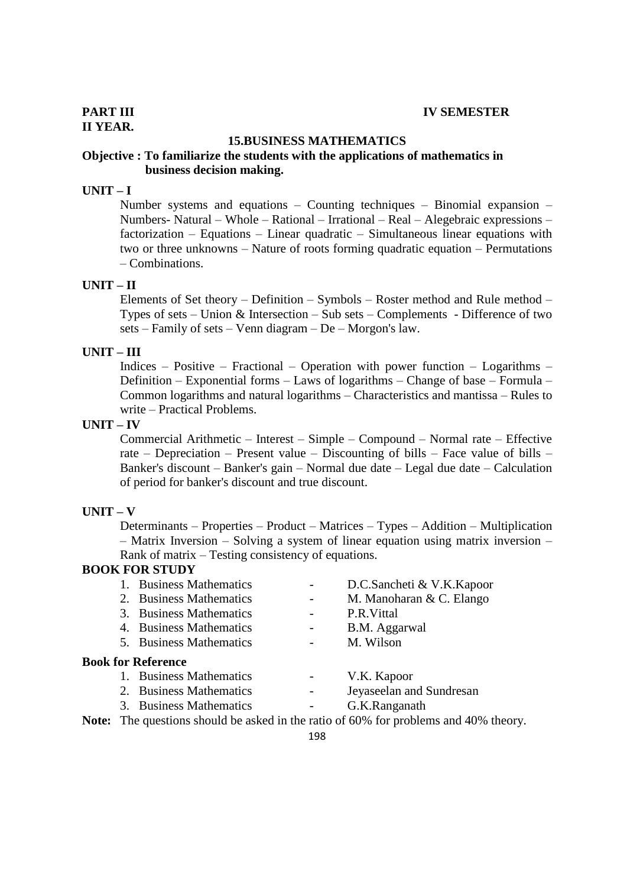**PART III** **IV SEMESTER**

**II YEAR.**

## 15.BUSINESS MATHEMATICS

**Objective : To familiarize the students with the applications of mathematics in business decision making.**

### UNIT – I

Number systems and equations – Counting techniques – Binomial expansion – Numbers- Natural – Whole – Rational – Irrational – Real – Alegebraic expressions – factorization – Equations – Linear quadratic – Simultaneous linear equations with two or three unknowns – Nature of roots forming quadratic equation – Permutations – Combinations.

### UNIT – II

Elements of Set theory – Definition – Symbols – Roster method and Rule method – Types of sets – Union & Intersection – Sub sets – Complements - Difference of two sets – Family of sets – Venn diagram – De – Morgon's law.

### UNIT – III

Indices – Positive – Fractional – Operation with power function – Logarithms – Definition – Exponential forms – Laws of logarithms – Change of base – Formula – Common logarithms and natural logarithms – Characteristics and mantissa – Rules to write – Practical Problems.

### UNIT – IV

Commercial Arithmetic – Interest – Simple – Compound – Normal rate – Effective rate – Depreciation – Present value – Discounting of bills – Face value of bills – Banker's discount – Banker's gain – Normal due date – Legal due date – Calculation of period for banker's discount and true discount.

### UNIT – V

Determinants – Properties – Product – Matrices – Types – Addition – Multiplication – Matrix Inversion – Solving a system of linear equation using matrix inversion – Rank of matrix – Testing consistency of equations.

### BOOK FOR STUDY

1. Business Mathematics - D.C.Sancheti & V.K.Kapoor
2. Business Mathematics - M. Manoharan & C. Elango
3. Business Mathematics - P.R.Vittal
4. Business Mathematics - B.M. Aggarwal
5. Business Mathematics - M. Wilson

### Book for Reference

1. Business Mathematics - V.K. Kapoor
2. Business Mathematics - Jeyaseelan and Sundresan
3. Business Mathematics - G.K.Ranganath

**Note:** The questions should be asked in the ratio of 60% for problems and 40% theory.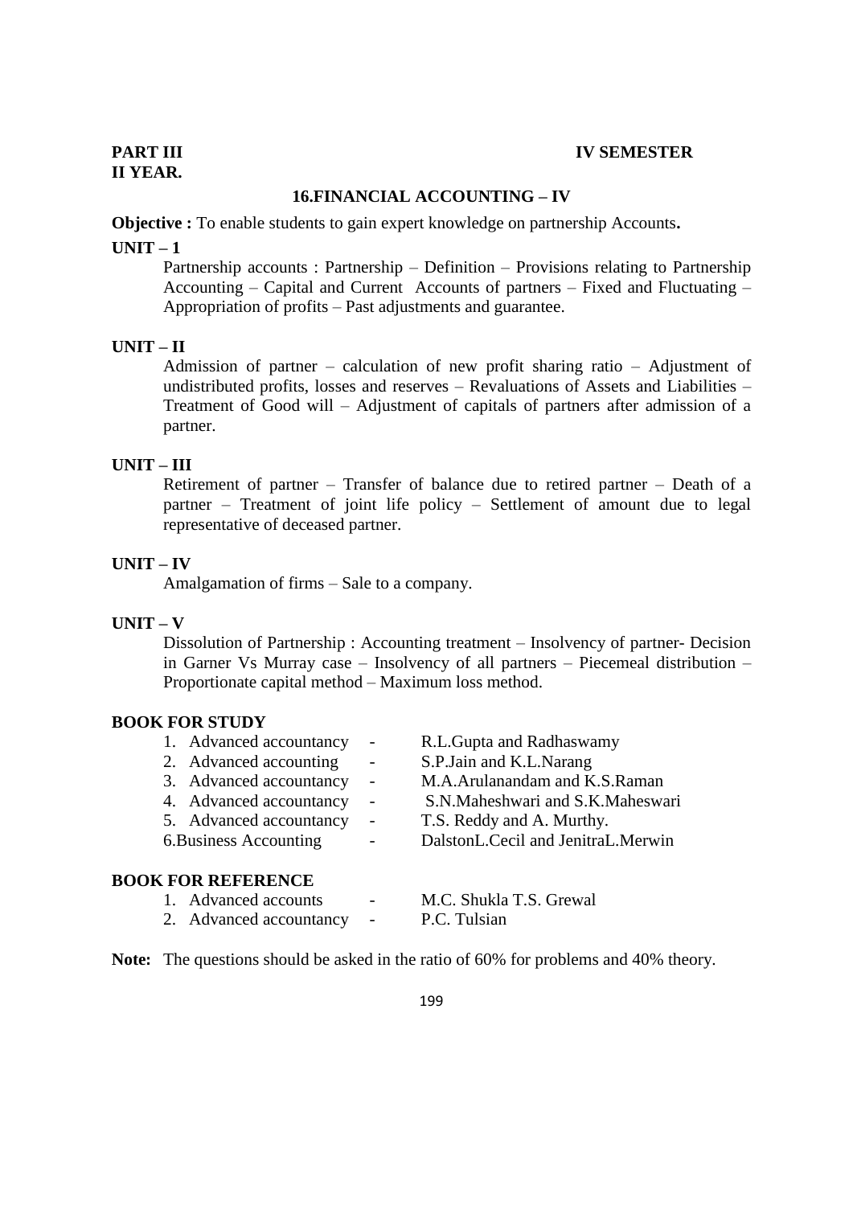**PART III** **IV SEMESTER**
**II YEAR.**

## 16.FINANCIAL ACCOUNTING – IV

**Objective :** To enable students to gain expert knowledge on partnership Accounts**.**

**UNIT – 1**

Partnership accounts : Partnership – Definition – Provisions relating to Partnership Accounting – Capital and Current Accounts of partners – Fixed and Fluctuating – Appropriation of profits – Past adjustments and guarantee.

**UNIT – II**

Admission of partner – calculation of new profit sharing ratio – Adjustment of undistributed profits, losses and reserves – Revaluations of Assets and Liabilities – Treatment of Good will – Adjustment of capitals of partners after admission of a partner.

**UNIT – III**

Retirement of partner – Transfer of balance due to retired partner – Death of a partner – Treatment of joint life policy – Settlement of amount due to legal representative of deceased partner.

**UNIT – IV**

Amalgamation of firms – Sale to a company.

**UNIT – V**

Dissolution of Partnership : Accounting treatment – Insolvency of partner- Decision in Garner Vs Murray case – Insolvency of all partners – Piecemeal distribution – Proportionate capital method – Maximum loss method.

**BOOK FOR STUDY**

1. Advanced accountancy - R.L.Gupta and Radhaswamy
2. Advanced accounting - S.P.Jain and K.L.Narang
3. Advanced accountancy - M.A.Arulanandam and K.S.Raman
4. Advanced accountancy - S.N.Maheshwari and S.K.Maheswari
5. Advanced accountancy - T.S. Reddy and A. Murthy.
6. Business Accounting - DalstonL.Cecil and JenitraL.Merwin

**BOOK FOR REFERENCE**

1. Advanced accounts - M.C. Shukla T.S. Grewal
2. Advanced accountancy - P.C. Tulsian

**Note:** The questions should be asked in the ratio of 60% for problems and 40% theory.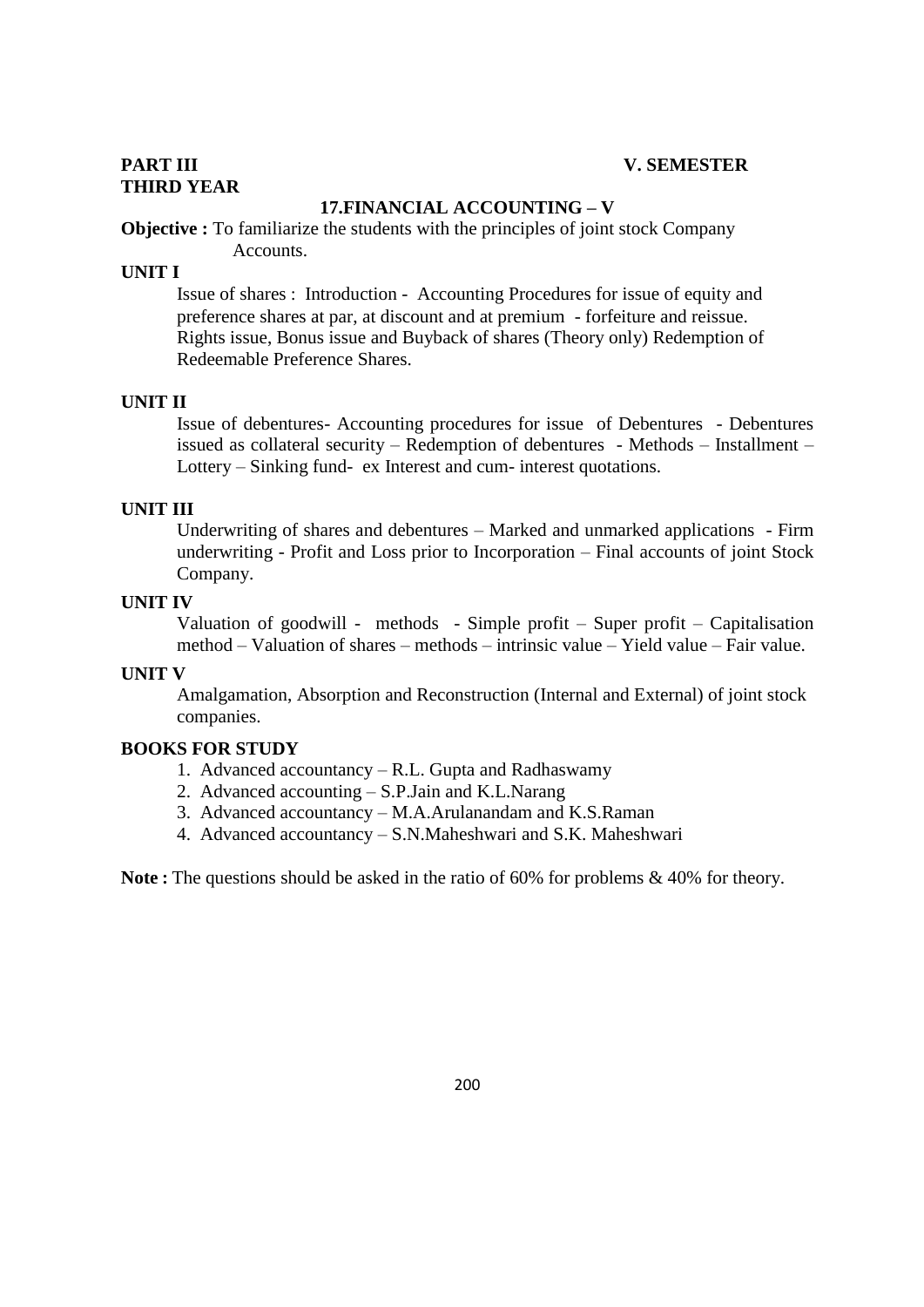**PART III** **V. SEMESTER**
**THIRD YEAR**

## 17.FINANCIAL ACCOUNTING – V

**Objective :** To familiarize the students with the principles of joint stock Company Accounts.

**UNIT I**

Issue of shares : Introduction - Accounting Procedures for issue of equity and preference shares at par, at discount and at premium - forfeiture and reissue. Rights issue, Bonus issue and Buyback of shares (Theory only) Redemption of Redeemable Preference Shares.

**UNIT II**

Issue of debentures- Accounting procedures for issue of Debentures - Debentures issued as collateral security – Redemption of debentures - Methods – Installment – Lottery – Sinking fund- ex Interest and cum- interest quotations.

**UNIT III**

Underwriting of shares and debentures – Marked and unmarked applications - Firm underwriting - Profit and Loss prior to Incorporation – Final accounts of joint Stock Company.

**UNIT IV**

Valuation of goodwill - methods - Simple profit – Super profit – Capitalisation method – Valuation of shares – methods – intrinsic value – Yield value – Fair value.

**UNIT V**

Amalgamation, Absorption and Reconstruction (Internal and External) of joint stock companies.

**BOOKS FOR STUDY**

1. Advanced accountancy – R.L. Gupta and Radhaswamy
2. Advanced accounting – S.P.Jain and K.L.Narang
3. Advanced accountancy – M.A.Arulanandam and K.S.Raman
4. Advanced accountancy – S.N.Maheshwari and S.K. Maheshwari

**Note :** The questions should be asked in the ratio of 60% for problems & 40% for theory.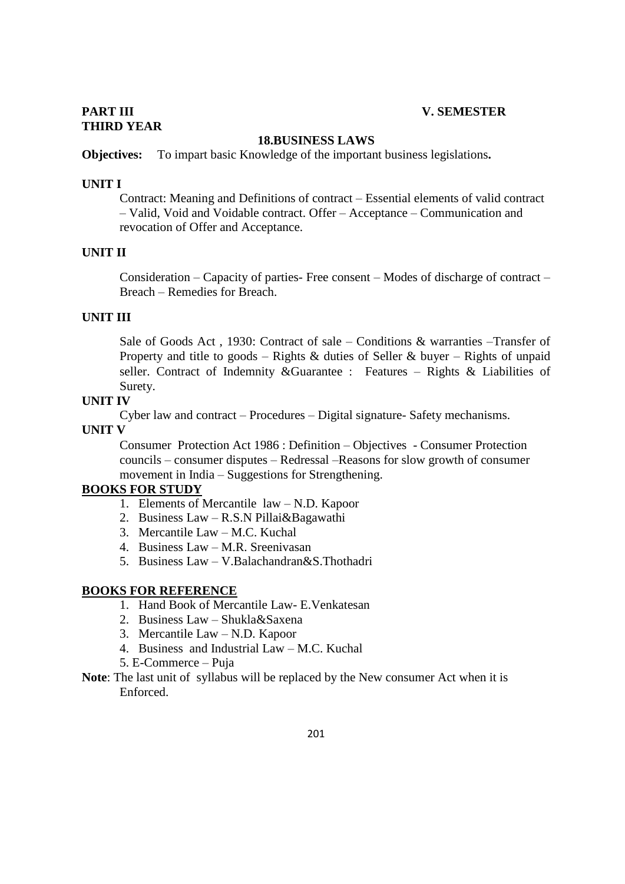**PART III** **V. SEMESTER**

**THIRD YEAR**

## 18.BUSINESS LAWS

**Objectives:** To impart basic Knowledge of the important business legislations**.**

**UNIT I**

Contract: Meaning and Definitions of contract – Essential elements of valid contract – Valid, Void and Voidable contract. Offer – Acceptance – Communication and revocation of Offer and Acceptance.

**UNIT II**

Consideration – Capacity of parties- Free consent – Modes of discharge of contract – Breach – Remedies for Breach.

**UNIT III**

Sale of Goods Act , 1930: Contract of sale – Conditions & warranties –Transfer of Property and title to goods – Rights & duties of Seller & buyer – Rights of unpaid seller. Contract of Indemnity &Guarantee : Features – Rights & Liabilities of Surety.

**UNIT IV**

Cyber law and contract – Procedures – Digital signature- Safety mechanisms.

**UNIT V**

Consumer Protection Act 1986 : Definition – Objectives - Consumer Protection councils – consumer disputes – Redressal –Reasons for slow growth of consumer movement in India – Suggestions for Strengthening.

**BOOKS FOR STUDY**

1. Elements of Mercantile law – N.D. Kapoor
2. Business Law – R.S.N Pillai&Bagawathi
3. Mercantile Law – M.C. Kuchal
4. Business Law – M.R. Sreenivasan
5. Business Law – V.Balachandran&S.Thothadri

**BOOKS FOR REFERENCE**

1. Hand Book of Mercantile Law- E.Venkatesan
2. Business Law – Shukla&Saxena
3. Mercantile Law – N.D. Kapoor
4. Business and Industrial Law – M.C. Kuchal
5. E-Commerce – Puja

**Note**: The last unit of syllabus will be replaced by the New consumer Act when it is Enforced.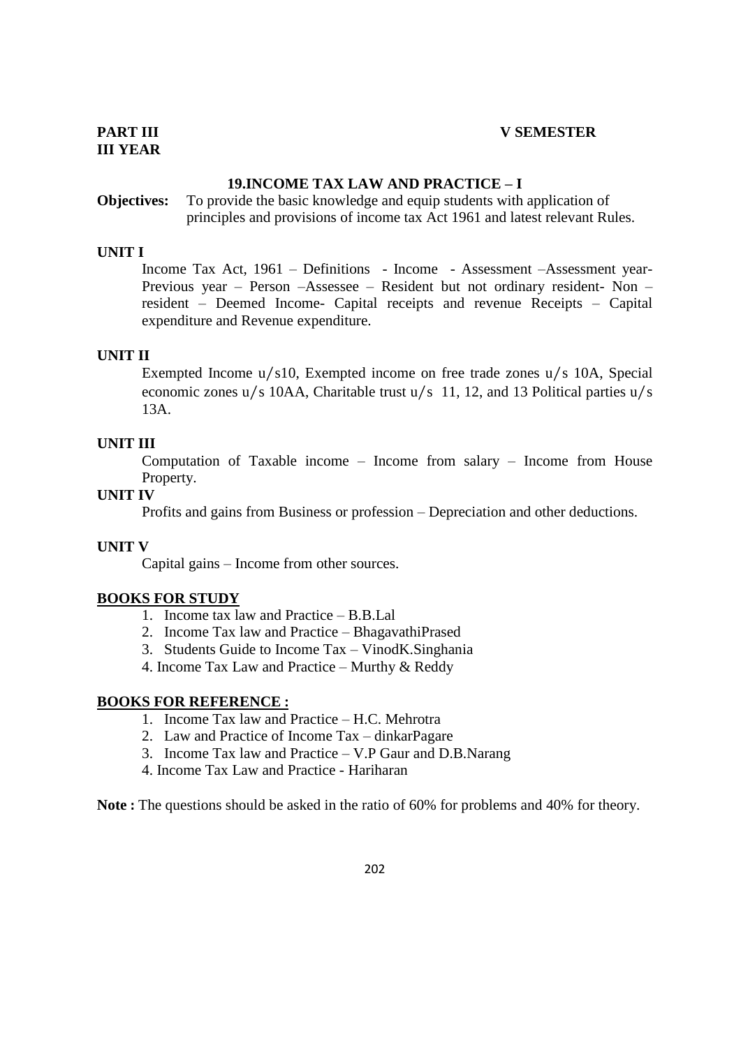**PART III** **V SEMESTER**

**III YEAR**

## 19.INCOME TAX LAW AND PRACTICE – I

**Objectives:** To provide the basic knowledge and equip students with application of principles and provisions of income tax Act 1961 and latest relevant Rules.

### UNIT I

Income Tax Act, 1961 – Definitions - Income - Assessment –Assessment year-Previous year – Person –Assessee – Resident but not ordinary resident- Non – resident – Deemed Income- Capital receipts and revenue Receipts – Capital expenditure and Revenue expenditure.

### UNIT II

Exempted Income u/s10, Exempted income on free trade zones u/s 10A, Special economic zones u/s 10AA, Charitable trust u/s 11, 12, and 13 Political parties u/s 13A.

### UNIT III

Computation of Taxable income – Income from salary – Income from House Property.

### UNIT IV

Profits and gains from Business or profession – Depreciation and other deductions.

### UNIT V

Capital gains – Income from other sources.

### BOOKS FOR STUDY

1. Income tax law and Practice – B.B.Lal
2. Income Tax law and Practice – BhagavathiPrased
3. Students Guide to Income Tax – VinodK.Singhania
4. Income Tax Law and Practice – Murthy & Reddy

### BOOKS FOR REFERENCE :

1. Income Tax law and Practice – H.C. Mehrotra
2. Law and Practice of Income Tax – dinkarPagare
3. Income Tax law and Practice – V.P Gaur and D.B.Narang
4. Income Tax Law and Practice - Hariharan

**Note :** The questions should be asked in the ratio of 60% for problems and 40% for theory.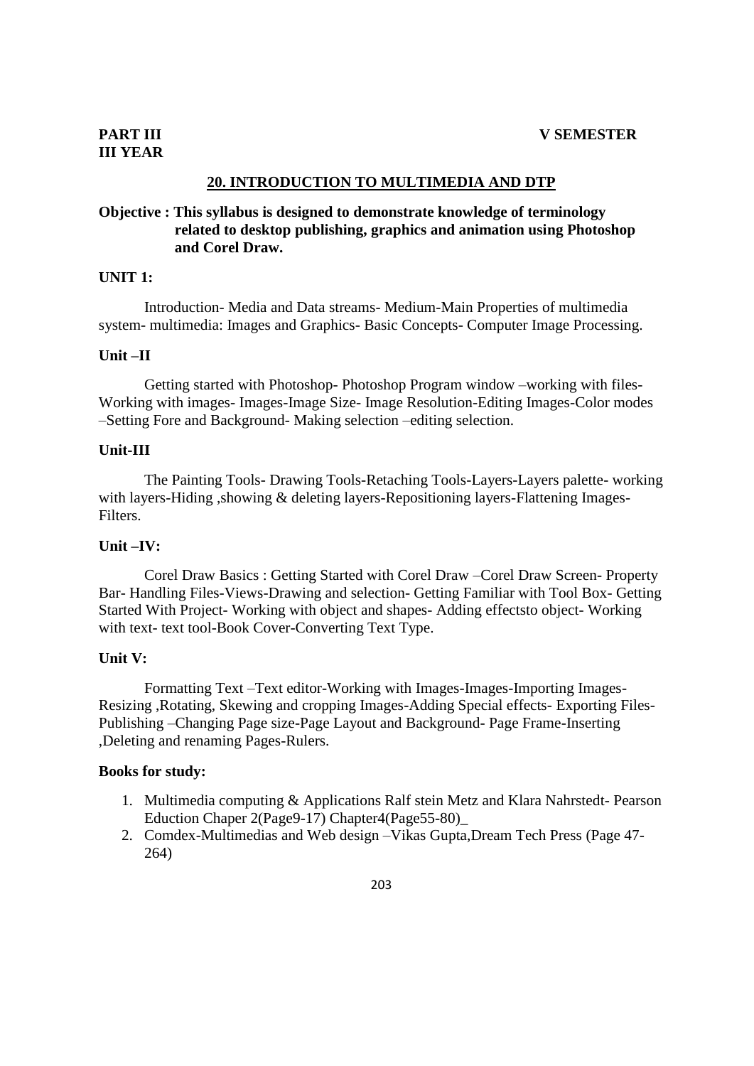**PART III** **V SEMESTER**
**III YEAR**

## 20. INTRODUCTION TO MULTIMEDIA AND DTP

**Objective : This syllabus is designed to demonstrate knowledge of terminology related to desktop publishing, graphics and animation using Photoshop and Corel Draw.**

### UNIT 1:

Introduction- Media and Data streams- Medium-Main Properties of multimedia system- multimedia: Images and Graphics- Basic Concepts- Computer Image Processing.

### Unit –II

Getting started with Photoshop- Photoshop Program window –working with files- Working with images- Images-Image Size- Image Resolution-Editing Images-Color modes –Setting Fore and Background- Making selection –editing selection.

### Unit-III

The Painting Tools- Drawing Tools-Retaching Tools-Layers-Layers palette- working with layers-Hiding ,showing & deleting layers-Repositioning layers-Flattening Images- Filters.

### Unit –IV:

Corel Draw Basics : Getting Started with Corel Draw –Corel Draw Screen- Property Bar- Handling Files-Views-Drawing and selection- Getting Familiar with Tool Box- Getting Started With Project- Working with object and shapes- Adding effectsto object- Working with text- text tool-Book Cover-Converting Text Type.

### Unit V:

Formatting Text –Text editor-Working with Images-Images-Importing Images- Resizing ,Rotating, Skewing and cropping Images-Adding Special effects- Exporting Files- Publishing –Changing Page size-Page Layout and Background- Page Frame-Inserting ,Deleting and renaming Pages-Rulers.

### Books for study:

1. Multimedia computing & Applications Ralf stein Metz and Klara Nahrstedt- Pearson Eduction Chaper 2(Page9-17) Chapter4(Page55-80)_
2. Comdex-Multimedias and Web design –Vikas Gupta,Dream Tech Press (Page 47-264)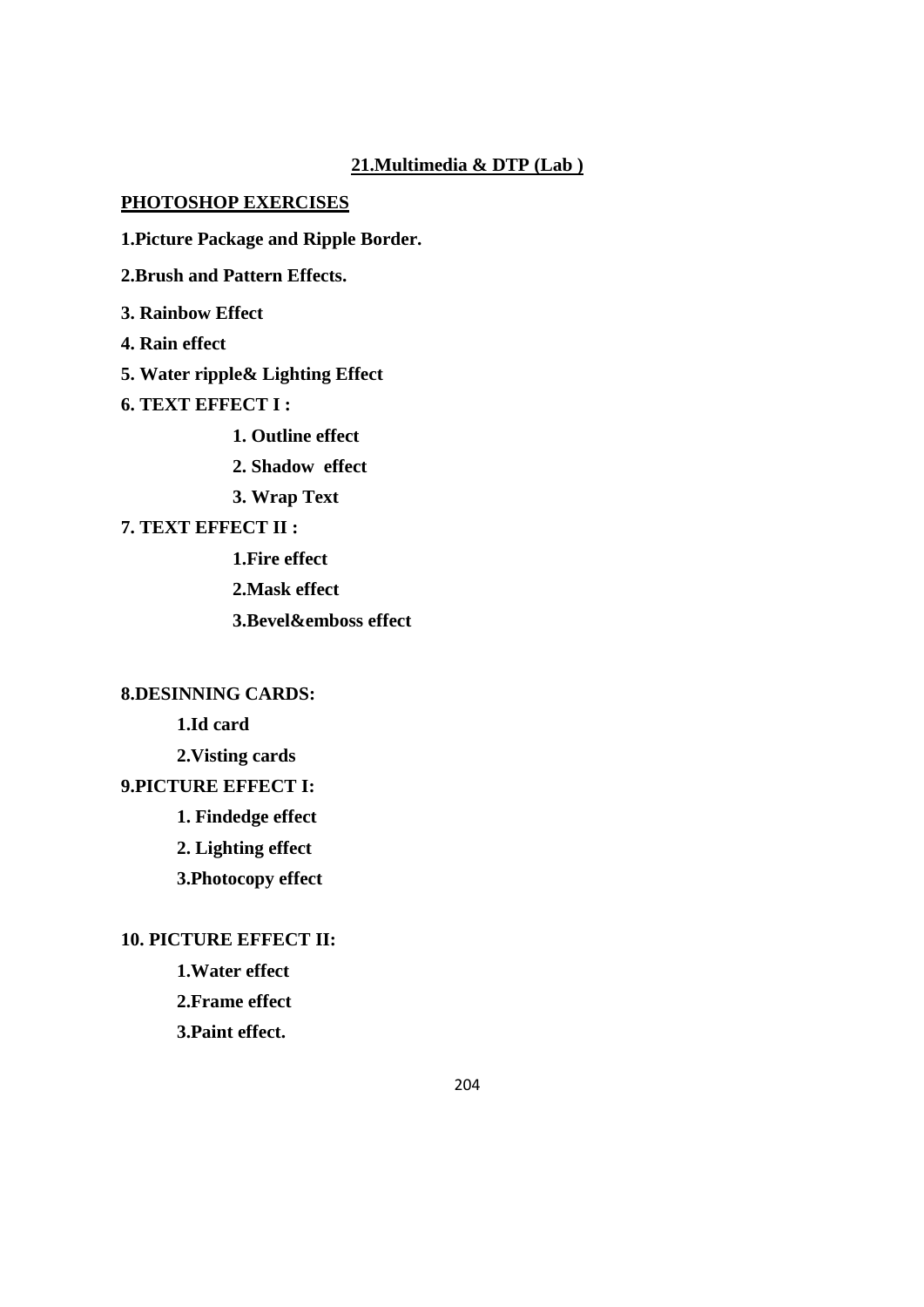## 21.Multimedia & DTP (Lab )

### PHOTOSHOP EXERCISES

**1.Picture Package and Ripple Border.**

**2.Brush and Pattern Effects.**

**3. Rainbow Effect**

**4. Rain effect**

**5. Water ripple& Lighting Effect**

**6. TEXT EFFECT I :**

- **1. Outline effect**
- **2. Shadow effect**
- **3. Wrap Text**

**7. TEXT EFFECT II :**

- **1.Fire effect**
- **2.Mask effect**
- **3.Bevel&emboss effect**

**8.DESINNING CARDS:**

- **1.Id card**
- **2.Visting cards**

**9.PICTURE EFFECT I:**

- **1. Findedge effect**
- **2. Lighting effect**
- **3.Photocopy effect**

**10. PICTURE EFFECT II:**

- **1.Water effect**
- **2.Frame effect**
- **3.Paint effect.**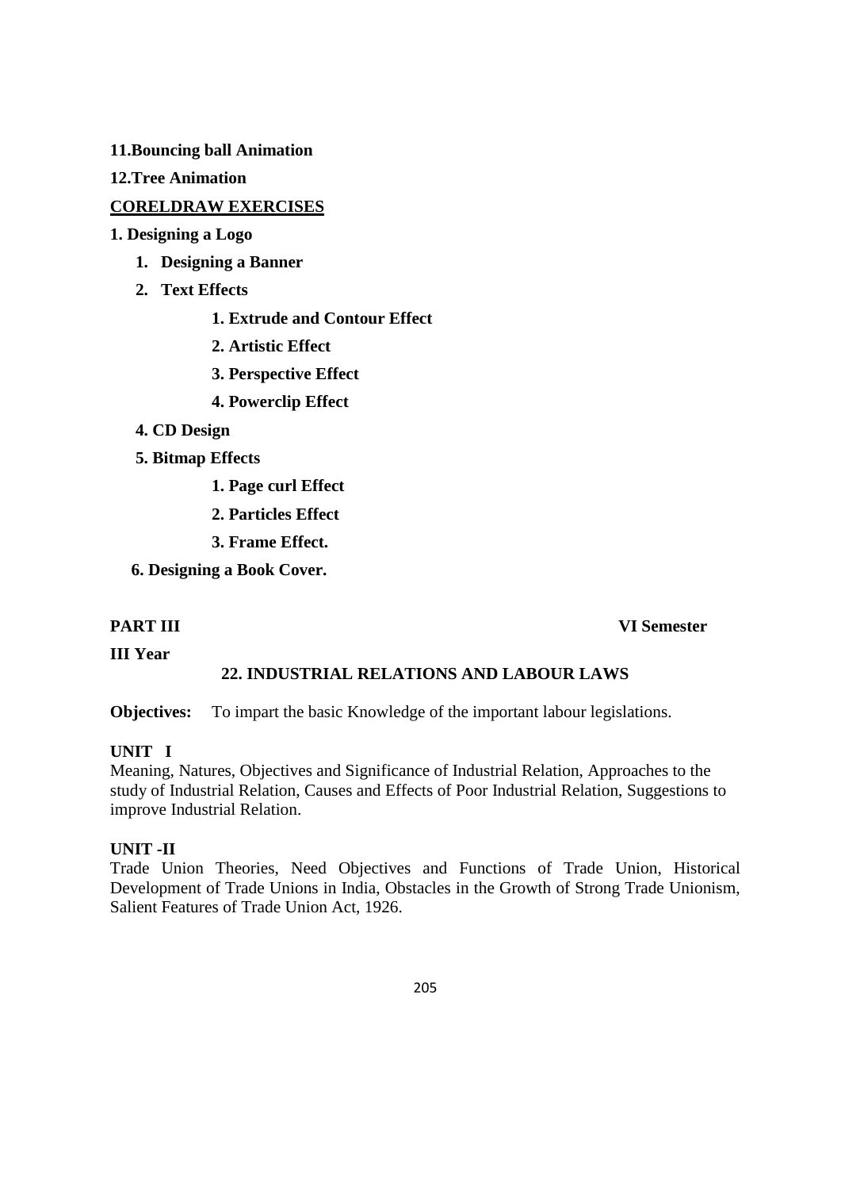**11.Bouncing ball Animation**

**12.Tree Animation**

**CORELDRAW EXERCISES**

**1. Designing a Logo**

1. **Designing a Banner**
2. **Text Effects**

    **1. Extrude and Contour Effect**

    **2. Artistic Effect**

    **3. Perspective Effect**

    **4. Powerclip Effect**

**4. CD Design**

**5. Bitmap Effects**

   **1. Page curl Effect**

   **2. Particles Effect**

   **3. Frame Effect.**

**6. Designing a Book Cover.**

**PART III** **VI Semester**

**III Year**

## 22. INDUSTRIAL RELATIONS AND LABOUR LAWS

**Objectives:** To impart the basic Knowledge of the important labour legislations.

**UNIT I**

Meaning, Natures, Objectives and Significance of Industrial Relation, Approaches to the study of Industrial Relation, Causes and Effects of Poor Industrial Relation, Suggestions to improve Industrial Relation.

**UNIT -II**

Trade Union Theories, Need Objectives and Functions of Trade Union, Historical Development of Trade Unions in India, Obstacles in the Growth of Strong Trade Unionism, Salient Features of Trade Union Act, 1926.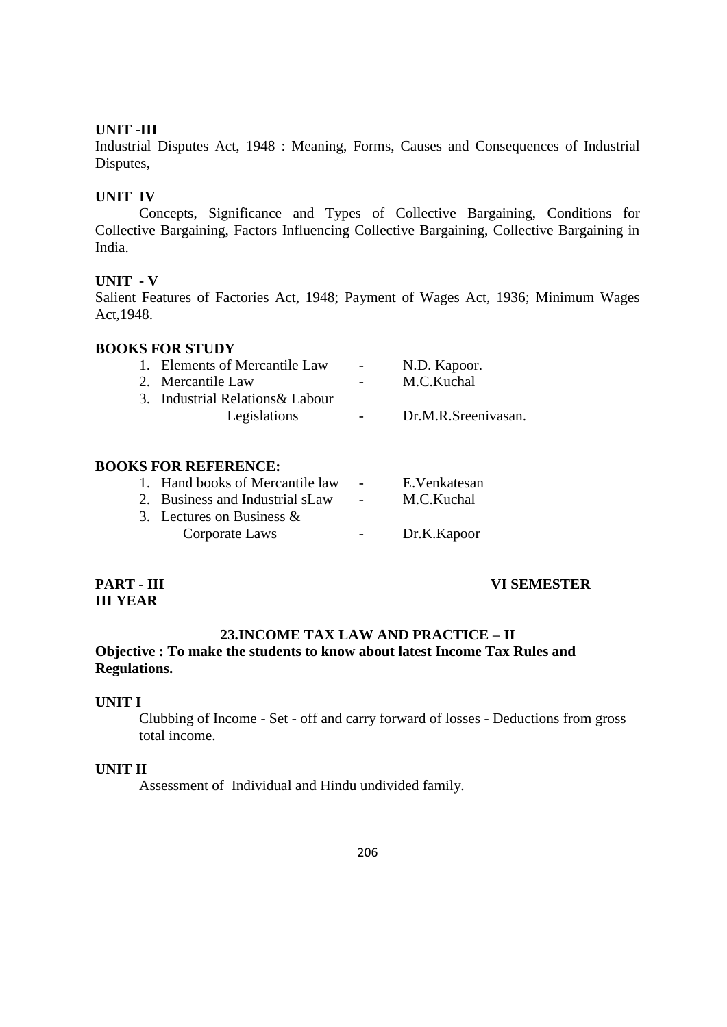**UNIT -III**

Industrial Disputes Act, 1948 : Meaning, Forms, Causes and Consequences of Industrial Disputes,

**UNIT IV**

Concepts, Significance and Types of Collective Bargaining, Conditions for Collective Bargaining, Factors Influencing Collective Bargaining, Collective Bargaining in India.

**UNIT - V**

Salient Features of Factories Act, 1948; Payment of Wages Act, 1936; Minimum Wages Act,1948.

**BOOKS FOR STUDY**

1. Elements of Mercantile Law - N.D. Kapoor.
2. Mercantile Law - M.C.Kuchal
3. Industrial Relations& Labour Legislations - Dr.M.R.Sreenivasan.

**BOOKS FOR REFERENCE:**

1. Hand books of Mercantile law - E.Venkatesan
2. Business and Industrial sLaw - M.C.Kuchal
3. Lectures on Business & Corporate Laws - Dr.K.Kapoor

**PART - III** **VI SEMESTER**
**III YEAR**

## 23.INCOME TAX LAW AND PRACTICE – II

**Objective : To make the students to know about latest Income Tax Rules and Regulations.**

**UNIT I**

Clubbing of Income - Set - off and carry forward of losses - Deductions from gross total income.

**UNIT II**

Assessment of Individual and Hindu undivided family.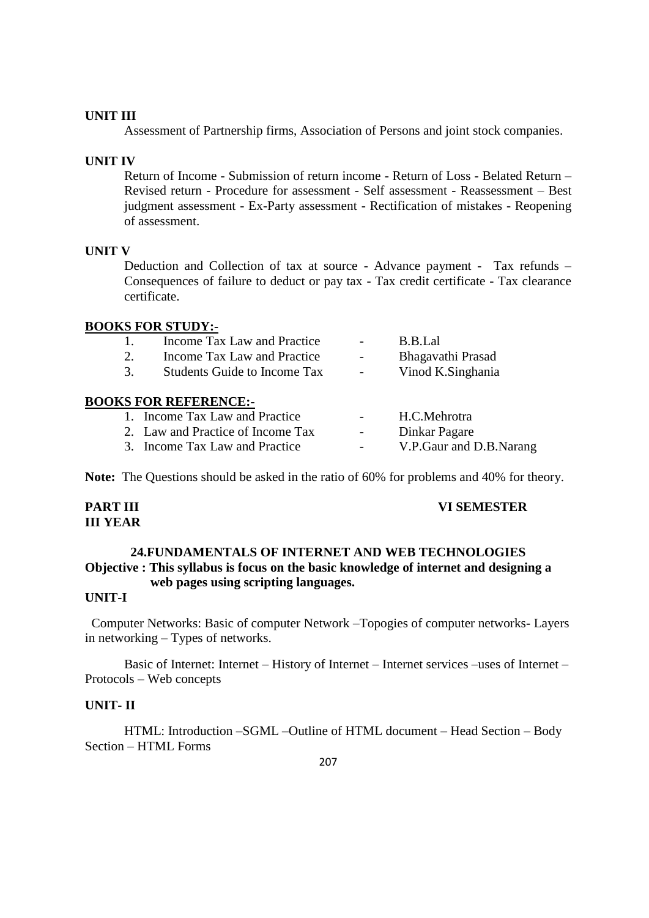**UNIT III**

Assessment of Partnership firms, Association of Persons and joint stock companies.

**UNIT IV**

Return of Income - Submission of return income - Return of Loss - Belated Return – Revised return - Procedure for assessment - Self assessment - Reassessment – Best judgment assessment - Ex-Party assessment - Rectification of mistakes - Reopening of assessment.

**UNIT V**

Deduction and Collection of tax at source - Advance payment - Tax refunds – Consequences of failure to deduct or pay tax - Tax credit certificate - Tax clearance certificate.

**BOOKS FOR STUDY:-**

1. Income Tax Law and Practice - B.B.Lal
2. Income Tax Law and Practice - Bhagavathi Prasad
3. Students Guide to Income Tax - Vinod K.Singhania

**BOOKS FOR REFERENCE:-**

1. Income Tax Law and Practice - H.C.Mehrotra
2. Law and Practice of Income Tax - Dinkar Pagare
3. Income Tax Law and Practice - V.P.Gaur and D.B.Narang

**Note:** The Questions should be asked in the ratio of 60% for problems and 40% for theory.

**PART III** **VI SEMESTER**
**III YEAR**

## 24.FUNDAMENTALS OF INTERNET AND WEB TECHNOLOGIES

**Objective : This syllabus is focus on the basic knowledge of internet and designing a web pages using scripting languages.**

**UNIT-I**

Computer Networks: Basic of computer Network –Topogies of computer networks- Layers in networking – Types of networks.

Basic of Internet: Internet – History of Internet – Internet services –uses of Internet – Protocols – Web concepts

**UNIT- II**

HTML: Introduction –SGML –Outline of HTML document – Head Section – Body Section – HTML Forms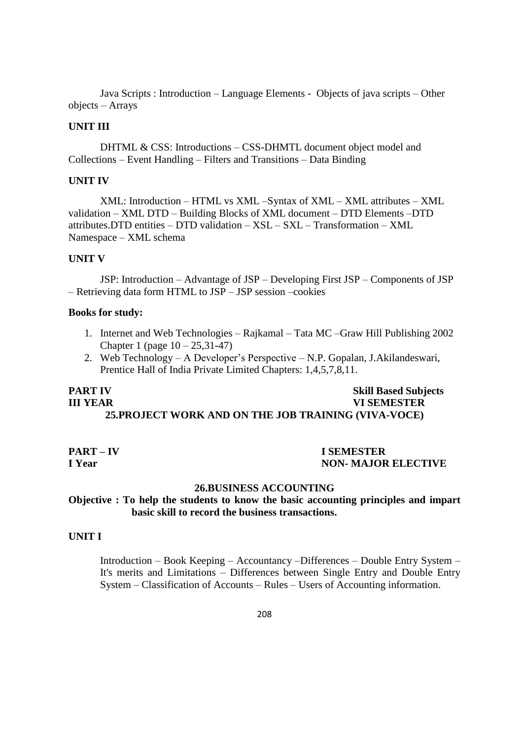Java Scripts : Introduction – Language Elements - Objects of java scripts – Other objects – Arrays

**UNIT III**

DHTML & CSS: Introductions – CSS-DHMTL document object model and Collections – Event Handling – Filters and Transitions – Data Binding

**UNIT IV**

XML: Introduction – HTML vs XML –Syntax of XML – XML attributes – XML validation – XML DTD – Building Blocks of XML document – DTD Elements –DTD attributes.DTD entities – DTD validation – XSL – SXL – Transformation – XML Namespace – XML schema

**UNIT V**

JSP: Introduction – Advantage of JSP – Developing First JSP – Components of JSP – Retrieving data form HTML to JSP – JSP session –cookies

**Books for study:**

1. Internet and Web Technologies – Rajkamal – Tata MC –Graw Hill Publishing 2002 Chapter 1 (page 10 – 25,31-47)
2. Web Technology – A Developer's Perspective – N.P. Gopalan, J.Akilandeswari, Prentice Hall of India Private Limited Chapters: 1,4,5,7,8,11.

**PART IV** **Skill Based Subjects**
**III YEAR** **VI SEMESTER**

**25.PROJECT WORK AND ON THE JOB TRAINING (VIVA-VOCE)**

**PART – IV** **I SEMESTER**
**I Year** **NON- MAJOR ELECTIVE**

**26.BUSINESS ACCOUNTING**

**Objective : To help the students to know the basic accounting principles and impart basic skill to record the business transactions.**

**UNIT I**

Introduction – Book Keeping – Accountancy –Differences – Double Entry System – It's merits and Limitations – Differences between Single Entry and Double Entry System – Classification of Accounts – Rules – Users of Accounting information.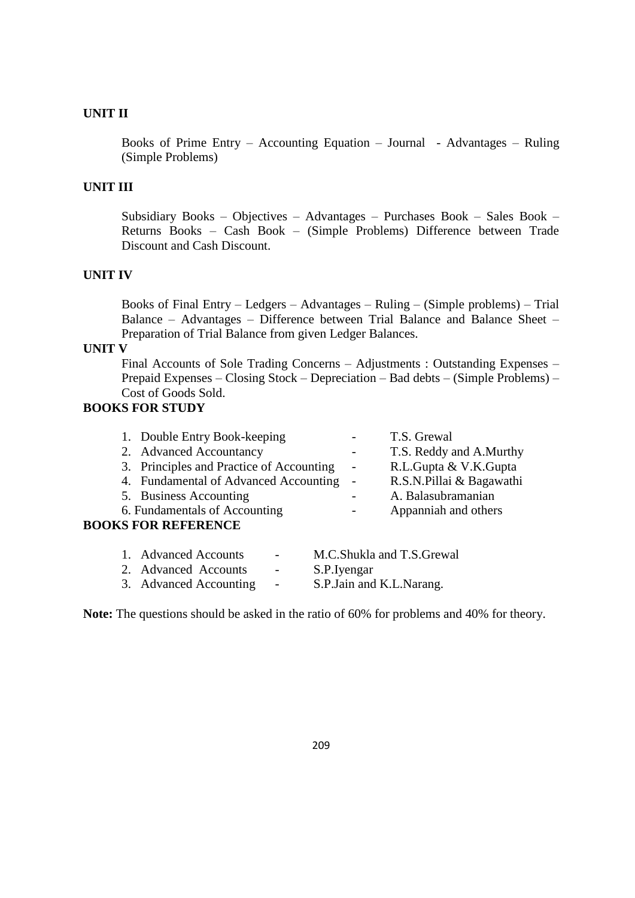**UNIT II**

Books of Prime Entry – Accounting Equation – Journal - Advantages – Ruling (Simple Problems)

**UNIT III**

Subsidiary Books – Objectives – Advantages – Purchases Book – Sales Book – Returns Books – Cash Book – (Simple Problems) Difference between Trade Discount and Cash Discount.

**UNIT IV**

Books of Final Entry – Ledgers – Advantages – Ruling – (Simple problems) – Trial Balance – Advantages – Difference between Trial Balance and Balance Sheet – Preparation of Trial Balance from given Ledger Balances.

**UNIT V**

Final Accounts of Sole Trading Concerns – Adjustments : Outstanding Expenses – Prepaid Expenses – Closing Stock – Depreciation – Bad debts – (Simple Problems) – Cost of Goods Sold.

**BOOKS FOR STUDY**

1. Double Entry Book-keeping - T.S. Grewal
2. Advanced Accountancy - T.S. Reddy and A.Murthy
3. Principles and Practice of Accounting - R.L.Gupta & V.K.Gupta
4. Fundamental of Advanced Accounting - R.S.N.Pillai & Bagawathi
5. Business Accounting - A. Balasubramanian
6. Fundamentals of Accounting - Appanniah and others

**BOOKS FOR REFERENCE**

1. Advanced Accounts - M.C.Shukla and T.S.Grewal
2. Advanced Accounts - S.P.Iyengar
3. Advanced Accounting - S.P.Jain and K.L.Narang.

**Note:** The questions should be asked in the ratio of 60% for problems and 40% for theory.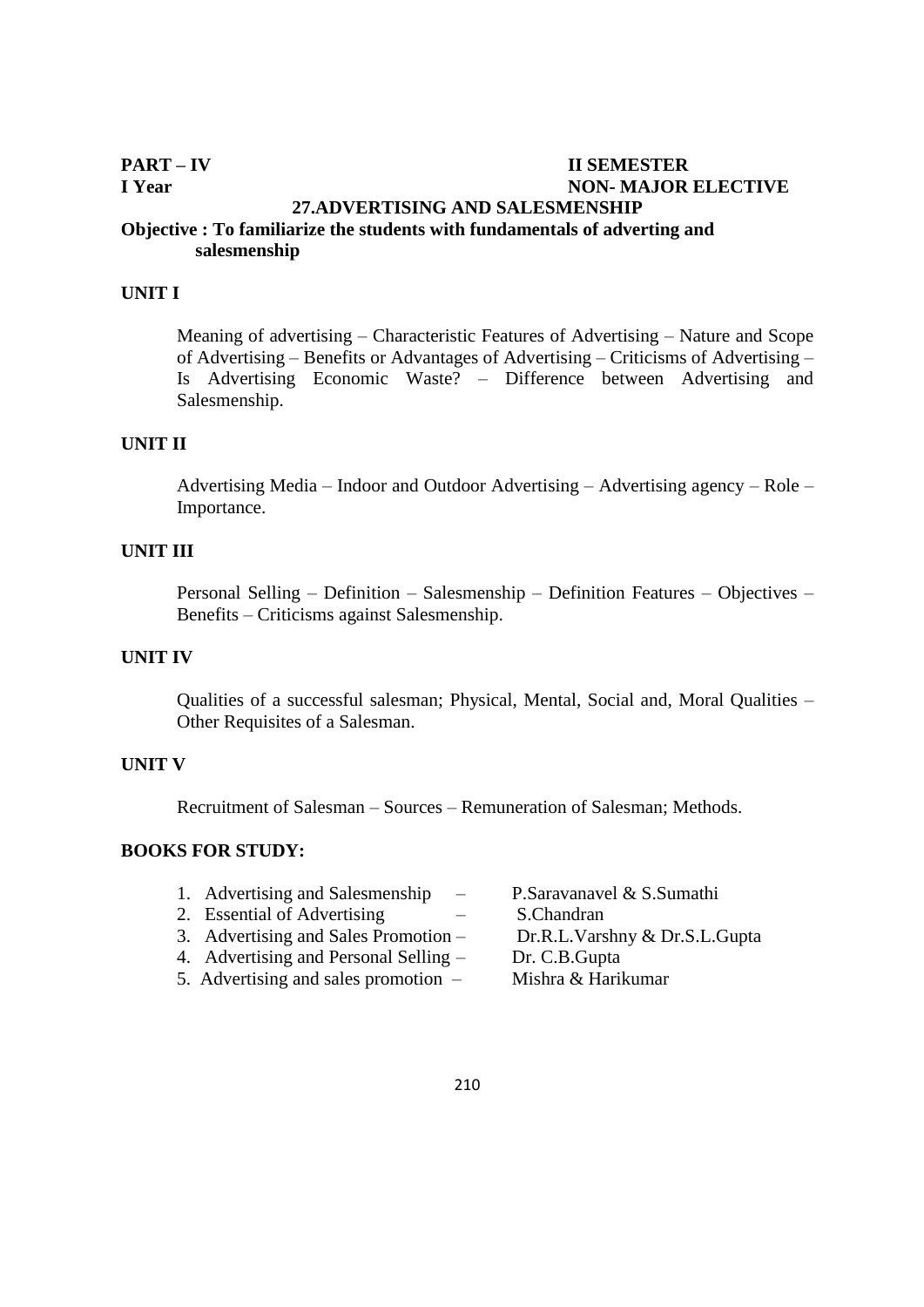**PART – IV** **II SEMESTER**

**I Year** **NON- MAJOR ELECTIVE**

## 27.ADVERTISING AND SALESMENSHIP

**Objective : To familiarize the students with fundamentals of adverting and salesmenship**

### UNIT I

Meaning of advertising – Characteristic Features of Advertising – Nature and Scope of Advertising – Benefits or Advantages of Advertising – Criticisms of Advertising – Is Advertising Economic Waste? – Difference between Advertising and Salesmenship.

### UNIT II

Advertising Media – Indoor and Outdoor Advertising – Advertising agency – Role – Importance.

### UNIT III

Personal Selling – Definition – Salesmenship – Definition Features – Objectives – Benefits – Criticisms against Salesmenship.

### UNIT IV

Qualities of a successful salesman; Physical, Mental, Social and, Moral Qualities – Other Requisites of a Salesman.

### UNIT V

Recruitment of Salesman – Sources – Remuneration of Salesman; Methods.

### BOOKS FOR STUDY:

1. Advertising and Salesmenship – P.Saravanavel & S.Sumathi
2. Essential of Advertising – S.Chandran
3. Advertising and Sales Promotion – Dr.R.L.Varshny & Dr.S.L.Gupta
4. Advertising and Personal Selling – Dr. C.B.Gupta
5. Advertising and sales promotion – Mishra & Harikumar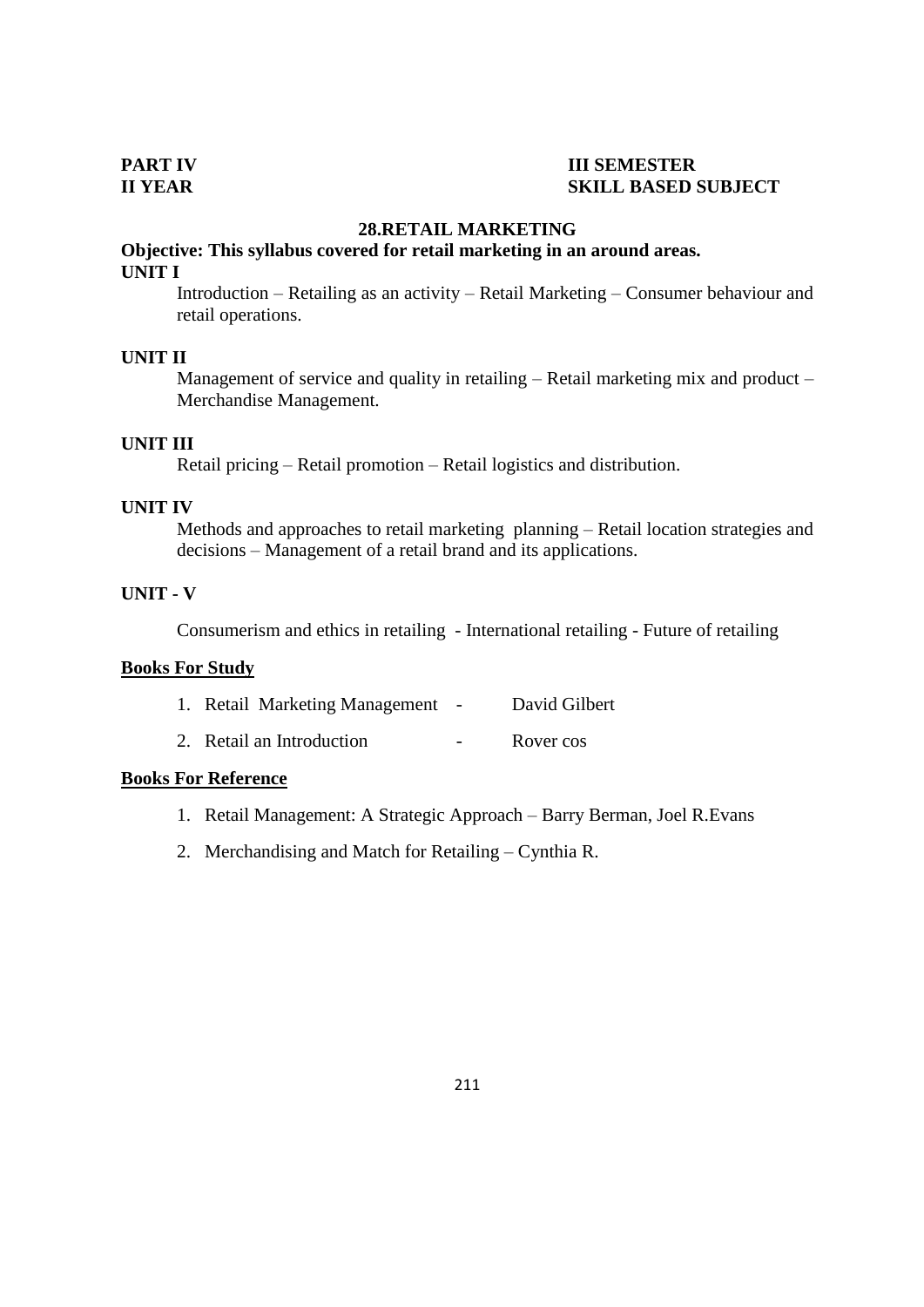**PART IV** **III SEMESTER**
**II YEAR** **SKILL BASED SUBJECT**

## 28.RETAIL MARKETING

**Objective: This syllabus covered for retail marketing in an around areas.**

**UNIT I**

Introduction – Retailing as an activity – Retail Marketing – Consumer behaviour and retail operations.

**UNIT II**

Management of service and quality in retailing – Retail marketing mix and product – Merchandise Management.

**UNIT III**

Retail pricing – Retail promotion – Retail logistics and distribution.

**UNIT IV**

Methods and approaches to retail marketing planning – Retail location strategies and decisions – Management of a retail brand and its applications.

**UNIT - V**

Consumerism and ethics in retailing - International retailing - Future of retailing

**Books For Study**

1. Retail Marketing Management - David Gilbert
2. Retail an Introduction - Rover cos

**Books For Reference**

1. Retail Management: A Strategic Approach – Barry Berman, Joel R.Evans
2. Merchandising and Match for Retailing – Cynthia R.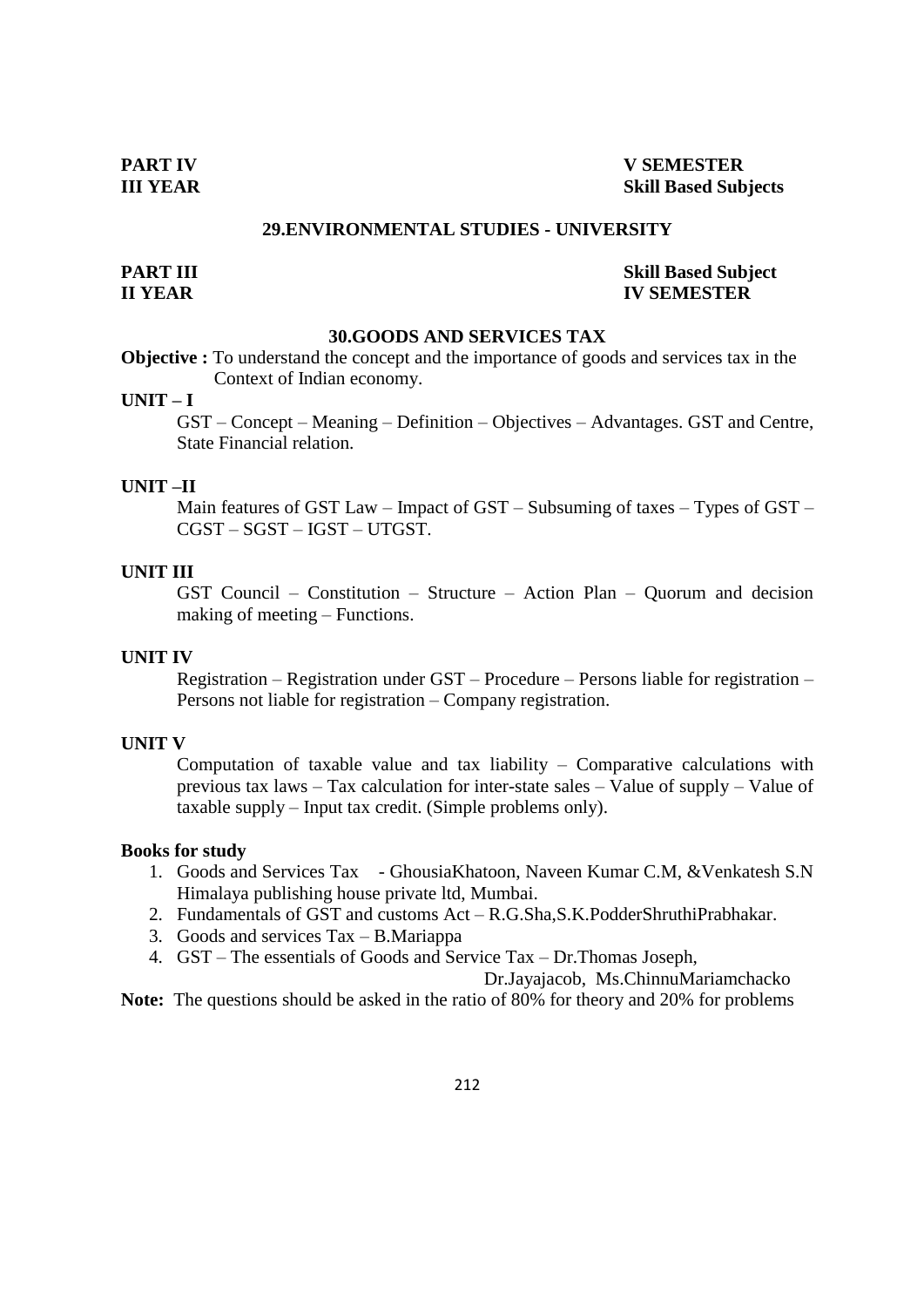**PART IV** **V SEMESTER**
**III YEAR** **Skill Based Subjects**

## 29.ENVIRONMENTAL STUDIES - UNIVERSITY

**PART III** **Skill Based Subject**
**II YEAR** **IV SEMESTER**

## 30.GOODS AND SERVICES TAX

**Objective :** To understand the concept and the importance of goods and services tax in the Context of Indian economy.

**UNIT – I**

GST – Concept – Meaning – Definition – Objectives – Advantages. GST and Centre, State Financial relation.

**UNIT –II**

Main features of GST Law – Impact of GST – Subsuming of taxes – Types of GST – CGST – SGST – IGST – UTGST.

**UNIT III**

GST Council – Constitution – Structure – Action Plan – Quorum and decision making of meeting – Functions.

**UNIT IV**

Registration – Registration under GST – Procedure – Persons liable for registration – Persons not liable for registration – Company registration.

**UNIT V**

Computation of taxable value and tax liability – Comparative calculations with previous tax laws – Tax calculation for inter-state sales – Value of supply – Value of taxable supply – Input tax credit. (Simple problems only).

**Books for study**

1. Goods and Services Tax - GhousiaKhatoon, Naveen Kumar C.M, &Venkatesh S.N Himalaya publishing house private ltd, Mumbai.
2. Fundamentals of GST and customs Act – R.G.Sha,S.K.PodderShruthiPrabhakar.
3. Goods and services Tax – B.Mariappa
4. GST – The essentials of Goods and Service Tax – Dr.Thomas Joseph, Dr.Jayajacob, Ms.ChinnuMariamchacko

**Note:** The questions should be asked in the ratio of 80% for theory and 20% for problems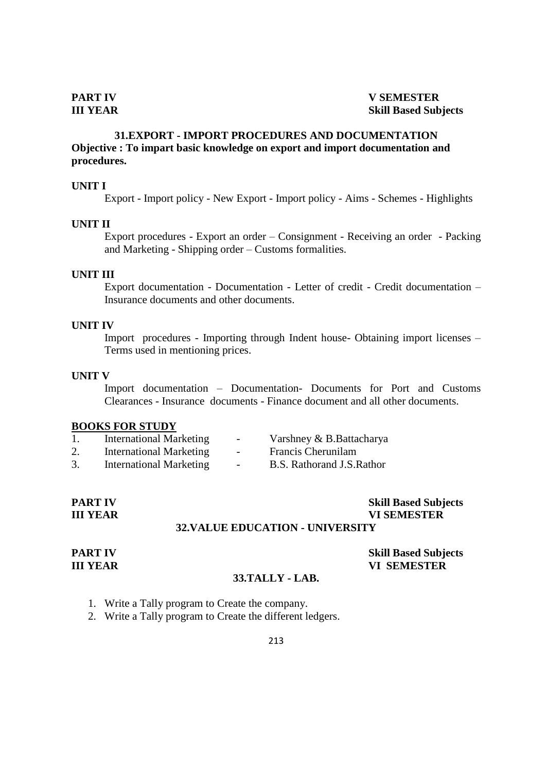**PART IV** **V SEMESTER**
**III YEAR** **Skill Based Subjects**

## 31.EXPORT - IMPORT PROCEDURES AND DOCUMENTATION

**Objective : To impart basic knowledge on export and import documentation and procedures.**

**UNIT I**

Export - Import policy - New Export - Import policy - Aims - Schemes - Highlights

**UNIT II**

Export procedures - Export an order – Consignment - Receiving an order - Packing and Marketing - Shipping order – Customs formalities.

**UNIT III**

Export documentation - Documentation - Letter of credit - Credit documentation – Insurance documents and other documents.

**UNIT IV**

Import procedures - Importing through Indent house- Obtaining import licenses – Terms used in mentioning prices.

**UNIT V**

Import documentation – Documentation- Documents for Port and Customs Clearances - Insurance documents - Finance document and all other documents.

**BOOKS FOR STUDY**

1. International Marketing - Varshney & B.Battacharya
2. International Marketing - Francis Cherunilam
3. International Marketing - B.S. Rathorand J.S.Rathor

**PART IV** **Skill Based Subjects**
**III YEAR** **VI SEMESTER**

## 32.VALUE EDUCATION - UNIVERSITY

**PART IV** **Skill Based Subjects**
**III YEAR** **VI SEMESTER**

## 33.TALLY - LAB.

1. Write a Tally program to Create the company.
2. Write a Tally program to Create the different ledgers.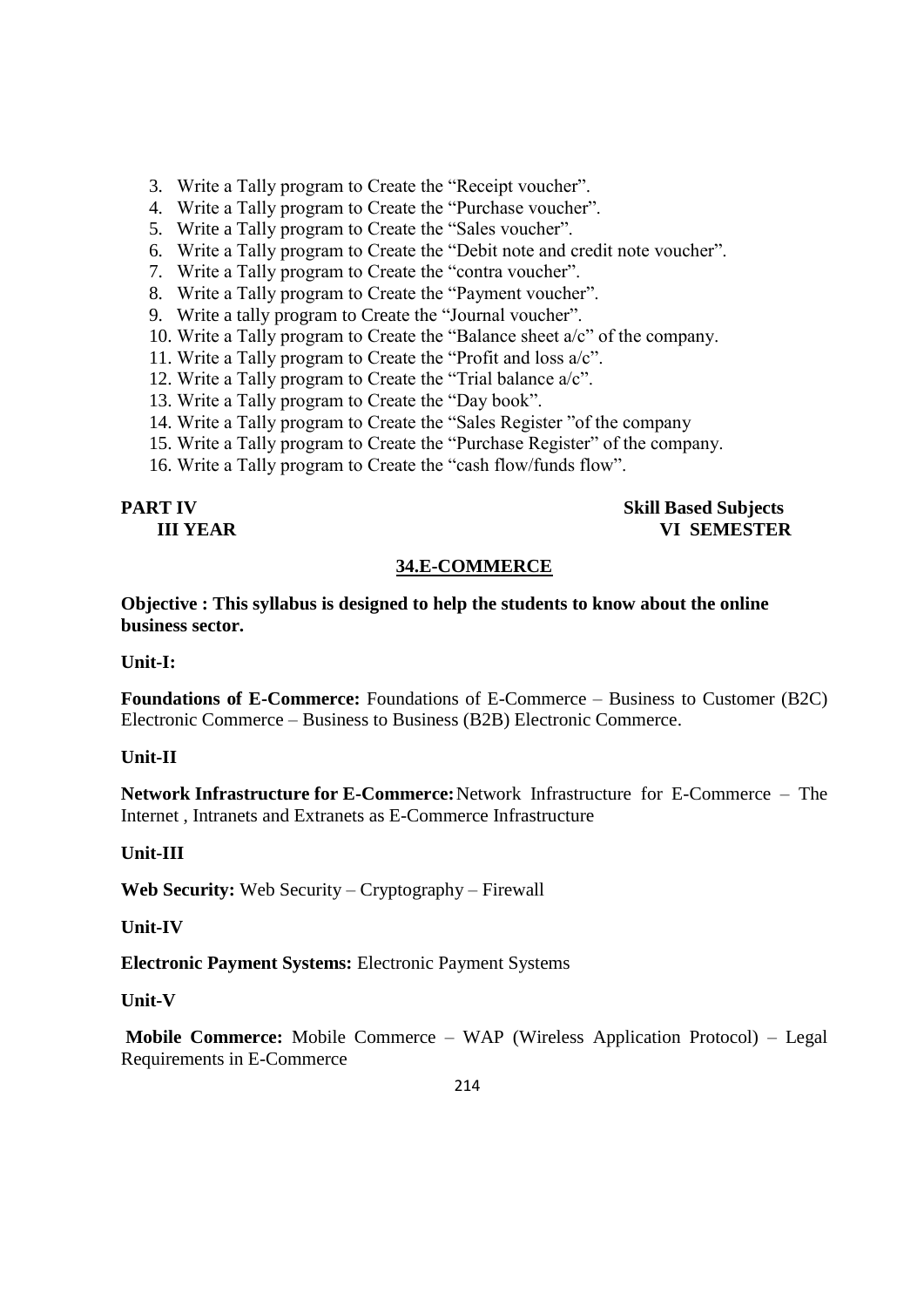3. Write a Tally program to Create the "Receipt voucher".
4. Write a Tally program to Create the "Purchase voucher".
5. Write a Tally program to Create the "Sales voucher".
6. Write a Tally program to Create the "Debit note and credit note voucher".
7. Write a Tally program to Create the "contra voucher".
8. Write a Tally program to Create the "Payment voucher".
9. Write a tally program to Create the "Journal voucher".
10. Write a Tally program to Create the "Balance sheet a/c" of the company.
11. Write a Tally program to Create the "Profit and loss a/c".
12. Write a Tally program to Create the "Trial balance a/c".
13. Write a Tally program to Create the "Day book".
14. Write a Tally program to Create the "Sales Register "of the company
15. Write a Tally program to Create the "Purchase Register" of the company.
16. Write a Tally program to Create the "cash flow/funds flow".

**PART IV** **Skill Based Subjects**
**III YEAR** **VI SEMESTER**

## 34.E-COMMERCE

**Objective : This syllabus is designed to help the students to know about the online business sector.**

**Unit-I:**

**Foundations of E-Commerce:** Foundations of E-Commerce – Business to Customer (B2C) Electronic Commerce – Business to Business (B2B) Electronic Commerce.

**Unit-II**

**Network Infrastructure for E-Commerce:** Network Infrastructure for E-Commerce – The Internet , Intranets and Extranets as E-Commerce Infrastructure

**Unit-III**

**Web Security:** Web Security – Cryptography – Firewall

**Unit-IV**

**Electronic Payment Systems:** Electronic Payment Systems

**Unit-V**

**Mobile Commerce:** Mobile Commerce – WAP (Wireless Application Protocol) – Legal Requirements in E-Commerce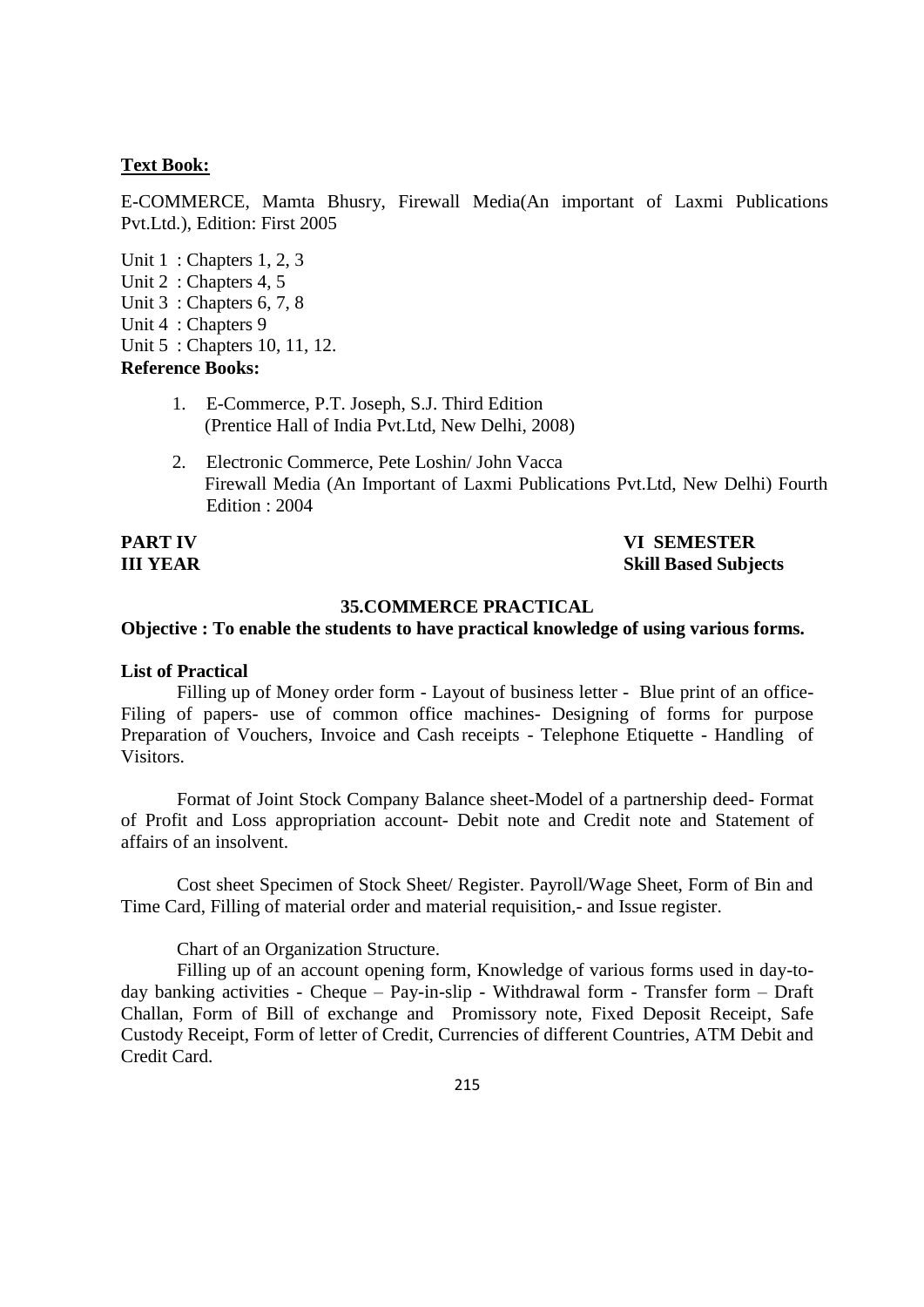**Text Book:**

E-COMMERCE, Mamta Bhusry, Firewall Media(An important of Laxmi Publications Pvt.Ltd.), Edition: First 2005

Unit 1 : Chapters 1, 2, 3
Unit 2 : Chapters 4, 5
Unit 3 : Chapters 6, 7, 8
Unit 4 : Chapters 9
Unit 5 : Chapters 10, 11, 12.

**Reference Books:**

1. E-Commerce, P.T. Joseph, S.J. Third Edition
   (Prentice Hall of India Pvt.Ltd, New Delhi, 2008)

2. Electronic Commerce, Pete Loshin/ John Vacca
   Firewall Media (An Important of Laxmi Publications Pvt.Ltd, New Delhi) Fourth Edition : 2004

**PART IV** **VI SEMESTER**
**III YEAR** **Skill Based Subjects**

**35.COMMERCE PRACTICAL**

**Objective : To enable the students to have practical knowledge of using various forms.**

**List of Practical**

Filling up of Money order form - Layout of business letter - Blue print of an office- Filing of papers- use of common office machines- Designing of forms for purpose Preparation of Vouchers, Invoice and Cash receipts - Telephone Etiquette - Handling of Visitors.

Format of Joint Stock Company Balance sheet-Model of a partnership deed- Format of Profit and Loss appropriation account- Debit note and Credit note and Statement of affairs of an insolvent.

Cost sheet Specimen of Stock Sheet/ Register. Payroll/Wage Sheet, Form of Bin and Time Card, Filling of material order and material requisition,- and Issue register.

Chart of an Organization Structure.

Filling up of an account opening form, Knowledge of various forms used in day-to-day banking activities - Cheque – Pay-in-slip - Withdrawal form - Transfer form – Draft Challan, Form of Bill of exchange and Promissory note, Fixed Deposit Receipt, Safe Custody Receipt, Form of letter of Credit, Currencies of different Countries, ATM Debit and Credit Card.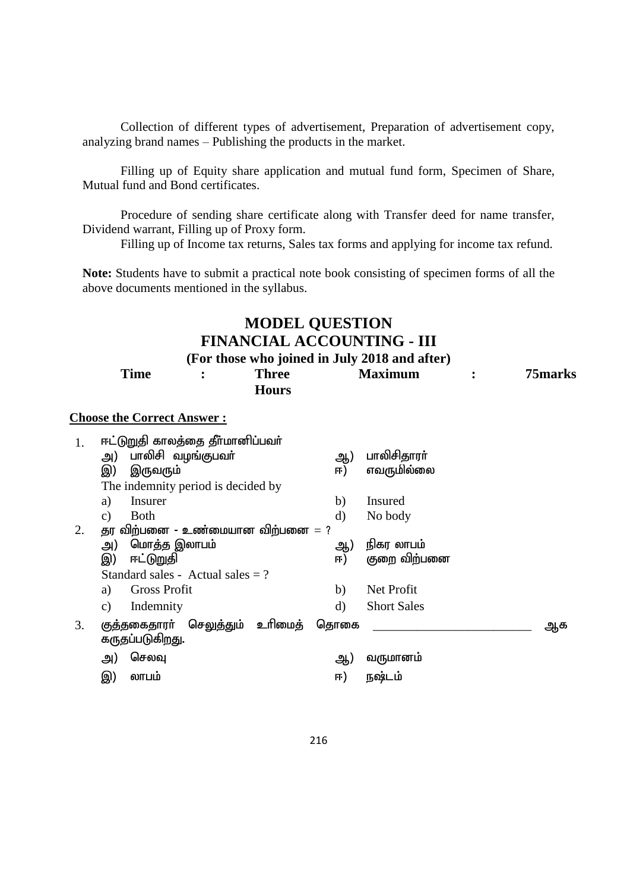Collection of different types of advertisement, Preparation of advertisement copy, analyzing brand names – Publishing the products in the market.

Filling up of Equity share application and mutual fund form, Specimen of Share, Mutual fund and Bond certificates.

Procedure of sending share certificate along with Transfer deed for name transfer, Dividend warrant, Filling up of Proxy form.

Filling up of Income tax returns, Sales tax forms and applying for income tax refund.

**Note:** Students have to submit a practical note book consisting of specimen forms of all the above documents mentioned in the syllabus.

## MODEL QUESTION
## FINANCIAL ACCOUNTING - III
### (For those who joined in July 2018 and after)

**Time : Three Hours** **Maximum : 75marks**

**Choose the Correct Answer :**

1. ஈட்டுறுதி காலத்தை தீர்மானிப்பவர்
   அ) பாலிசி வழங்குபவர் ஆ) பாலிசிதாரர்
   இ) இருவரும் ஈ) எவருமில்லை
   The indemnity period is decided by
   a) Insurer b) Insured
   c) Both d) No body

2. தர விற்பனை - உண்மையான விற்பனை = ?
   அ) மொத்த இலாபம் ஆ) நிகர லாபம்
   இ) ஈட்டுறுதி ஈ) குறை விற்பனை
   Standard sales - Actual sales = ?
   a) Gross Profit b) Net Profit
   c) Indemnity d) Short Sales

3. குத்தகைதாரர் செலுத்தும் உரிமைத் தொகை \_\_\_\_\_\_\_\_\_\_\_\_\_\_\_\_\_\_\_\_\_\_\_\_\_ ஆக கருதப்படுகிறது.
   அ) செலவு ஆ) வருமானம்
   இ) லாபம் ஈ) நஷ்டம்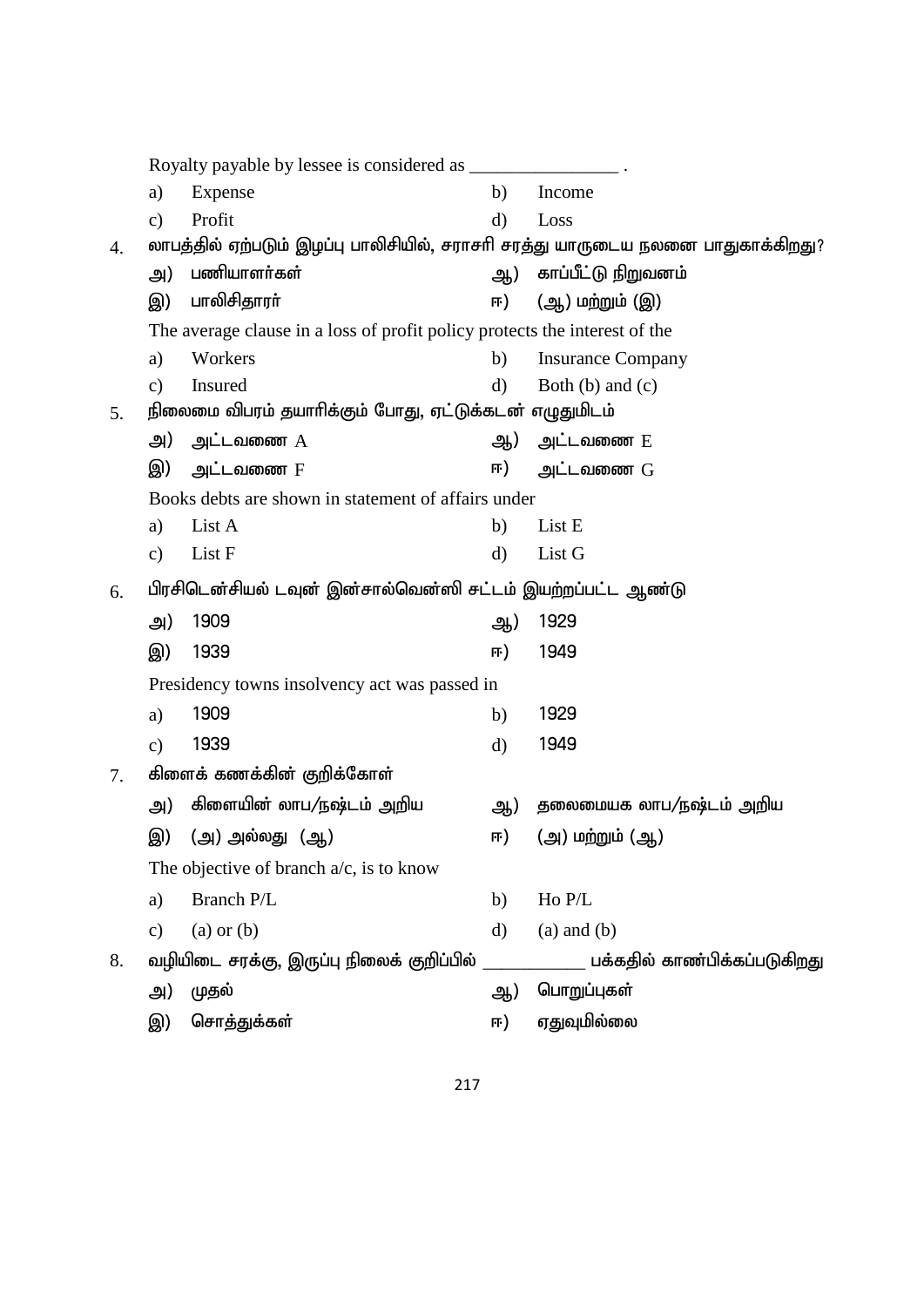Royalty payable by lessee is considered as ________________ .

a) Expense b) Income

c) Profit d) Loss

4. லாபத்தில் ஏற்படும் இழப்பு பாலிசியில், சராசரி சரத்து யாருடைய நலனை பாதுகாக்கிறது?

அ) பணியாளர்கள் ஆ) காப்பீட்டு நிறுவனம்

இ) பாலிசிதாரர் ஈ) (ஆ) மற்றும் (இ)

The average clause in a loss of profit policy protects the interest of the

a) Workers b) Insurance Company

c) Insured d) Both (b) and (c)

5. நிலைமை விபரம் தயாரிக்கும் போது, ஏட்டுக்கடன் எழுதுமிடம்

அ) அட்டவணை A ஆ) அட்டவணை E

இ) அட்டவணை F ஈ) அட்டவணை G

Books debts are shown in statement of affairs under

a) List A b) List E

c) List F d) List G

6. பிரசிடென்சியல் டவுன் இன்சால்வென்ஸி சட்டம் இயற்றப்பட்ட ஆண்டு

அ) 1909 ஆ) 1929

இ) 1939 ஈ) 1949

Presidency towns insolvency act was passed in

a) 1909 b) 1929

c) 1939 d) 1949

7. கிளைக் கணக்கின் குறிக்கோள்

அ) கிளையின் லாப/நஷ்டம் அறிய ஆ) தலைமையக லாப/நஷ்டம் அறிய

இ) (அ) அல்லது (ஆ) ஈ) (அ) மற்றும் (ஆ)

The objective of branch a/c, is to know

a) Branch P/L b) Ho P/L

c) (a) or (b) d) (a) and (b)

8. வழியிடை சரக்கு, இருப்பு நிலைக் குறிப்பில் ___________ பக்கதில் காண்பிக்கப்படுகிறது

அ) முதல் ஆ) பொறுப்புகள்

இ) சொத்துக்கள் ஈ) ஏதுவுமில்லை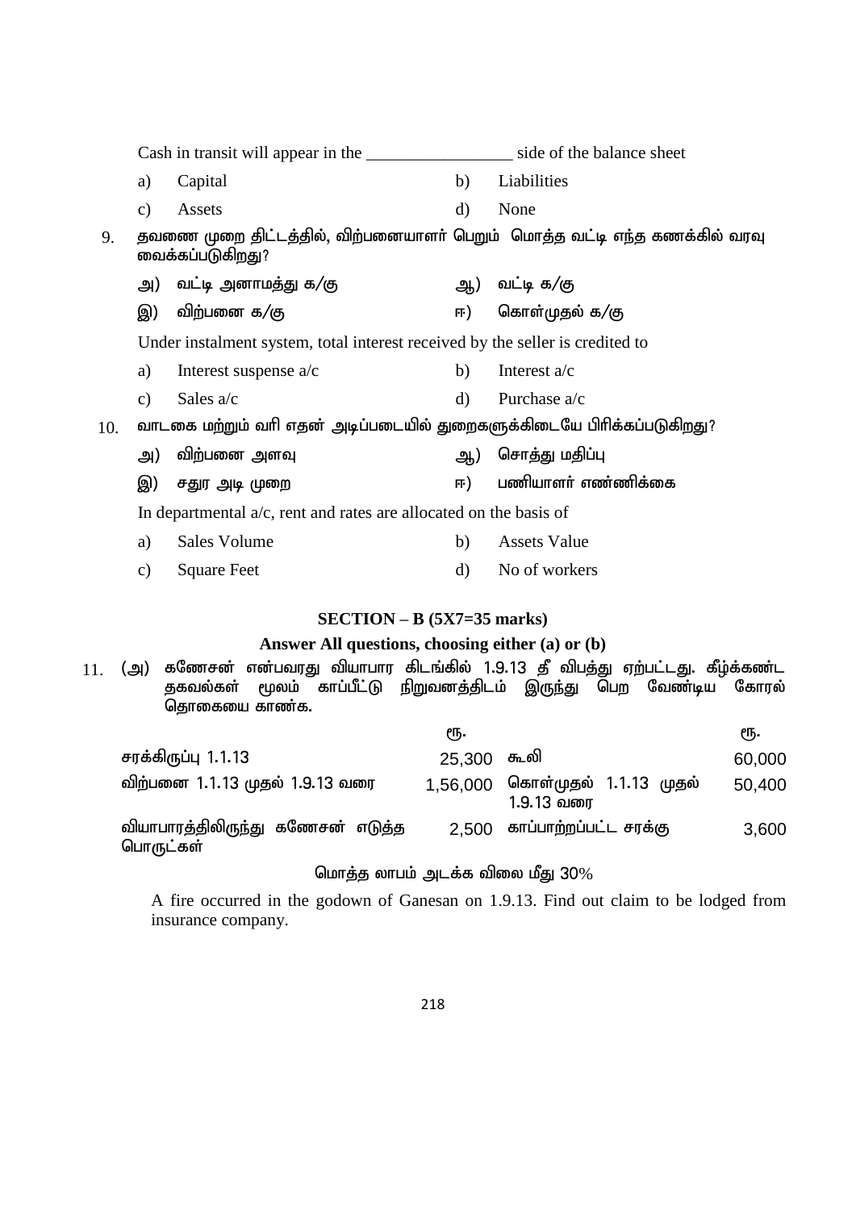Cash in transit will appear in the _________________ side of the balance sheet

a) Capital  b) Liabilities

c) Assets  d) None

9. தவணை முறை திட்டத்தில், விற்பனையாளர் பெறும் மொத்த வட்டி எந்த கணக்கில் வரவு வைக்கப்படுகிறது?

அ) வட்டி அனாமத்து க/கு  ஆ) வட்டி க/கு

இ) விற்பனை க/கு  ஈ) கொள்முதல் க/கு

Under instalment system, total interest received by the seller is credited to

a) Interest suspense a/c  b) Interest a/c

c) Sales a/c  d) Purchase a/c

10. வாடகை மற்றும் வரி எதன் அடிப்படையில் துறைகளுக்கிடையே பிரிக்கப்படுகிறது?

அ) விற்பனை அளவு  ஆ) சொத்து மதிப்பு

இ) சதுர அடி முறை  ஈ) பணியாளர் எண்ணிக்கை

In departmental a/c, rent and rates are allocated on the basis of

a) Sales Volume  b) Assets Value

c) Square Feet  d) No of workers

## SECTION – B (5X7=35 marks)

**Answer All questions, choosing either (a) or (b)**

11. (அ) கணேசன் என்பவரது வியாபார கிடங்கில் 1.9.13 தீ விபத்து ஏற்பட்டது. கீழ்க்கண்ட தகவல்கள் மூலம் காப்பீட்டு நிறுவனத்திடம் இருந்து பெற வேண்டிய கோரல் தொகையை காண்க.

| | ரூ. | | ரூ. |
|---|---|---|---|
| சரக்கிருப்பு 1.1.13 | 25,300 | கூலி | 60,000 |
| விற்பனை 1.1.13 முதல் 1.9.13 வரை | 1,56,000 | கொள்முதல் 1.1.13 முதல் 1.9.13 வரை | 50,400 |
| வியாபாரத்திலிருந்து கணேசன் எடுத்த பொருட்கள் | 2,500 | காப்பாற்றப்பட்ட சரக்கு | 3,600 |

மொத்த லாபம் அடக்க விலை மீது 30%

A fire occurred in the godown of Ganesan on 1.9.13. Find out claim to be lodged from insurance company.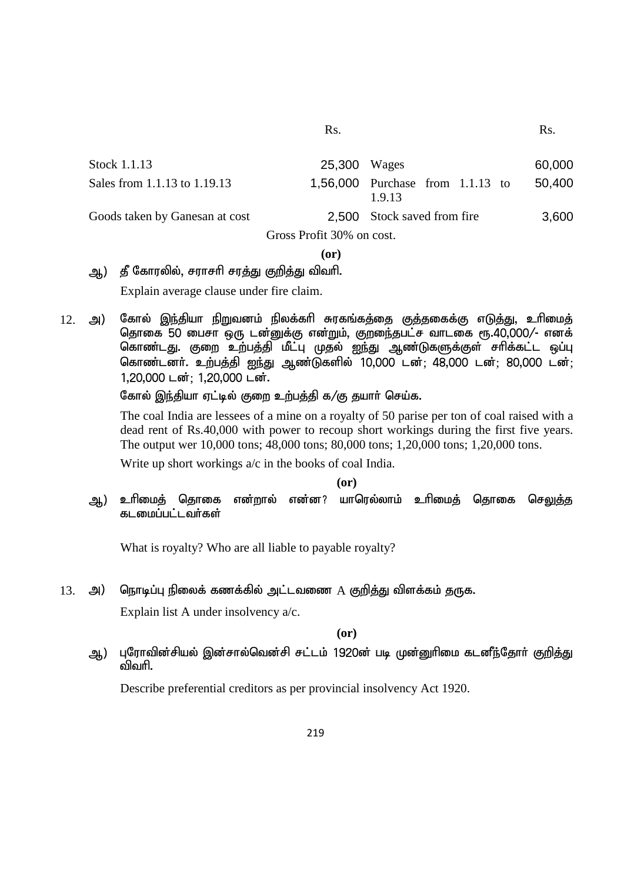| | Rs. | | Rs. |
|---|---|---|---|
| Stock 1.1.13 | 25,300 | Wages | 60,000 |
| Sales from 1.1.13 to 1.19.13 | 1,56,000 | Purchase from 1.1.13 to 1.9.13 | 50,400 |
| Goods taken by Ganesan at cost | 2,500 | Stock saved from fire | 3,600 |

Gross Profit 30% on cost.

**(or)**

ஆ) தீ கோரலில், சராசரி சரத்து குறித்து விவரி.

Explain average clause under fire claim.

12. அ) கோல் இந்தியா நிறுவனம் நிலக்கரி சுரகங்கத்தை குத்தகைக்கு எடுத்து, உரிமைத் தொகை 50 பைசா ஒரு டன்னுக்கு என்றும், குறைந்தபட்ச வாடகை ரூ.40,000/- எனக் கொண்டது. குறை உற்பத்தி மீட்பு முதல் ஐந்து ஆண்டுகளுக்குள் சரிக்கட்ட ஒப்பு கொண்டனர். உற்பத்தி ஐந்து ஆண்டுகளில் 10,000 டன்; 48,000 டன்; 80,000 டன்; 1,20,000 டன்; 1,20,000 டன்.

கோல் இந்தியா ஏட்டில் குறை உற்பத்தி க/கு தயார் செய்க.

The coal India are lessees of a mine on a royalty of 50 parise per ton of coal raised with a dead rent of Rs.40,000 with power to recoup short workings during the first five years. The output wer 10,000 tons; 48,000 tons; 80,000 tons; 1,20,000 tons; 1,20,000 tons.

Write up short workings a/c in the books of coal India.

**(or)**

ஆ) உரிமைத் தொகை என்றால் என்ன? யாரெல்லாம் உரிமைத் தொகை செலுத்த கடமைப்பட்டவர்கள்

What is royalty? Who are all liable to payable royalty?

13. அ) நொடிப்பு நிலைக் கணக்கில் அட்டவணை A குறித்து விளக்கம் தருக.

Explain list A under insolvency a/c.

**(or)**

ஆ) புரோவின்சியல் இன்சால்வென்சி சட்டம் 1920ன் படி முன்னுரிமை கடனீந்தோர் குறித்து விவரி.

Describe preferential creditors as per provincial insolvency Act 1920.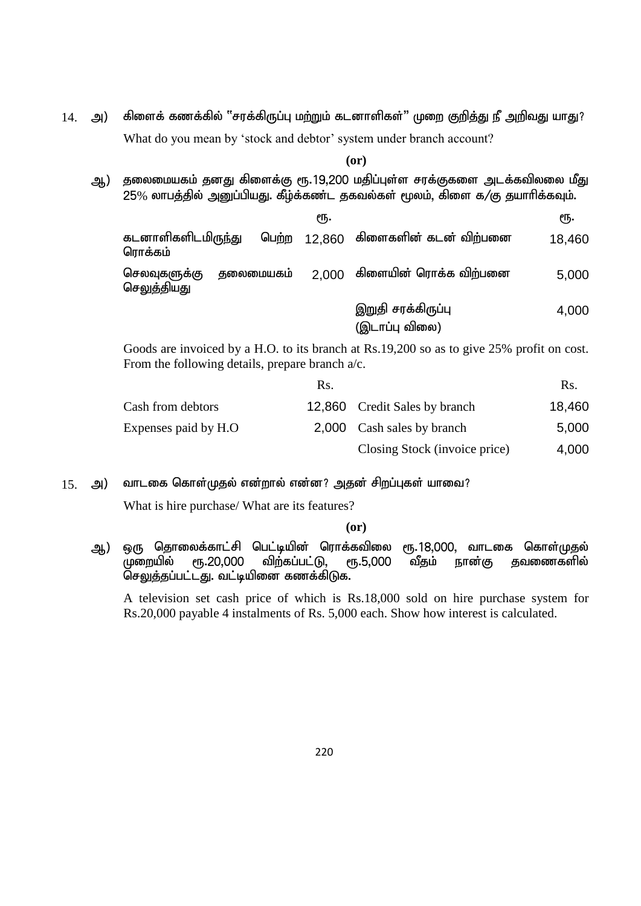14. அ) கிளைக் கணக்கில் "சரக்கிருப்பு மற்றும் கடனாளிகள்" முறை குறித்து நீ அறிவது யாது?

What do you mean by 'stock and debtor' system under branch account?

**(or)**

ஆ) தலைமையகம் தனது கிளைக்கு ரூ.19,200 மதிப்புள்ள சரக்குகளை அடக்கவிலை மீது 25% லாபத்தில் அனுப்பியது. கீழ்க்கண்ட தகவல்கள் மூலம், கிளை க/கு தயாரிக்கவும்.

| | ரூ. | | ரூ. |
|---|---|---|---|
| கடனாளிகளிடமிருந்து பெற்ற ரொக்கம் | 12,860 | கிளைகளின் கடன் விற்பனை | 18,460 |
| செலவுகளுக்கு தலைமையகம் செலுத்தியது | 2,000 | கிளையின் ரொக்க விற்பனை | 5,000 |
| | | இறுதி சரக்கிருப்பு (இடாப்பு விலை) | 4,000 |

Goods are invoiced by a H.O. to its branch at Rs.19,200 so as to give 25% profit on cost. From the following details, prepare branch a/c.

| | Rs. | | Rs. |
|---|---|---|---|
| Cash from debtors | 12,860 | Credit Sales by branch | 18,460 |
| Expenses paid by H.O | 2,000 | Cash sales by branch | 5,000 |
| | | Closing Stock (invoice price) | 4,000 |

15. அ) வாடகை கொள்முதல் என்றால் என்ன? அதன் சிறப்புகள் யாவை?

What is hire purchase/ What are its features?

**(or)**

ஆ) ஒரு தொலைக்காட்சி பெட்டியின் ரொக்கவிலை ரூ.18,000, வாடகை கொள்முதல் முறையில் ரூ.20,000 விற்கப்பட்டு, ரூ.5,000 வீதம் நான்கு தவணைகளில் செலுத்தப்பட்டது. வட்டியினை கணக்கிடுக.

A television set cash price of which is Rs.18,000 sold on hire purchase system for Rs.20,000 payable 4 instalments of Rs. 5,000 each. Show how interest is calculated.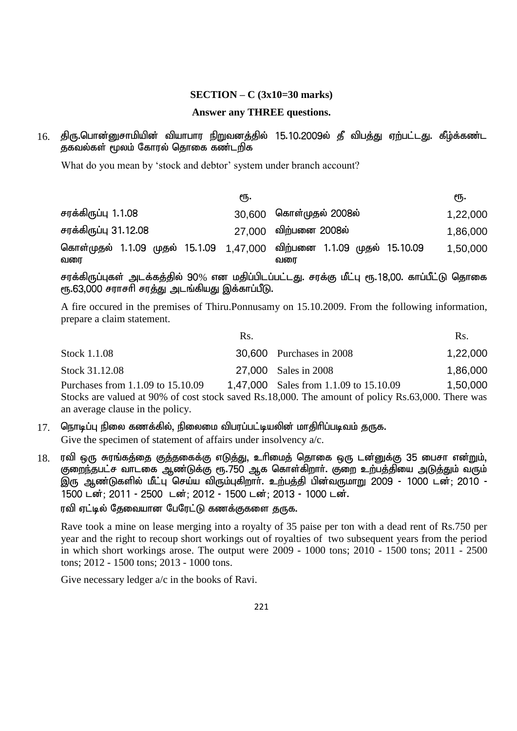**SECTION – C (3x10=30 marks)**

**Answer any THREE questions.**

16. திரு.பொன்னுசாமியின் வியாபார நிறுவனத்தில் 15.10.2009ல் தீ விபத்து ஏற்பட்டது. கீழ்க்கண்ட தகவல்கள் மூலம் கோரல் தொகை கண்டறிக

What do you mean by 'stock and debtor' system under branch account?

| | ரூ. | | ரூ. |
|---|---|---|---|
| சரக்கிருப்பு 1.1.08 | 30,600 | கொள்முதல் 2008ல் | 1,22,000 |
| சரக்கிருப்பு 31.12.08 | 27,000 | விற்பனை 2008ல் | 1,86,000 |
| கொள்முதல் 1.1.09 முதல் 15.1.09 வரை | 1,47,000 | விற்பனை 1.1.09 முதல் 15.10.09 வரை | 1,50,000 |

சரக்கிருப்புகள் அடக்கத்தில் 90% என மதிப்பிடப்பட்டது. சரக்கு மீட்பு ரூ.18,00. காப்பீட்டு தொகை ரூ.63,000 சராசரி சரத்து அடங்கியது இக்காப்பீடு.

A fire occured in the premises of Thiru.Ponnusamy on 15.10.2009. From the following information, prepare a claim statement.

| | Rs. | | Rs. |
|---|---|---|---|
| Stock 1.1.08 | 30,600 | Purchases in 2008 | 1,22,000 |
| Stock 31.12.08 | 27,000 | Sales in 2008 | 1,86,000 |
| Purchases from 1.1.09 to 15.10.09 | 1,47,000 | Sales from 1.1.09 to 15.10.09 | 1,50,000 |

Stocks are valued at 90% of cost stock saved Rs.18,000. The amount of policy Rs.63,000. There was an average clause in the policy.

17. நொடிப்பு நிலை கணக்கில், நிலைமை விபரப்பட்டியலின் மாதிரிப்படிவம் தருக.
Give the specimen of statement of affairs under insolvency a/c.

18. ரவி ஒரு சுரங்கத்தை குத்தகைக்கு எடுத்து, உரிமைத் தொகை ஒரு டன்னுக்கு 35 பைசா என்றும், குறைந்தபட்ச வாடகை ஆண்டுக்கு ரூ.750 ஆக கொள்கிறார். குறை உற்பத்தியை அடுத்தும் வரும் இரு ஆண்டுகளில் மீட்பு செய்ய விரும்புகிறார். உற்பத்தி பின்வருமாறு 2009 - 1000 டன்; 2010 - 1500 டன்; 2011 - 2500 டன்; 2012 - 1500 டன்; 2013 - 1000 டன்.

ரவி ஏட்டில் தேவையான பேரேட்டு கணக்குகளை தருக.

Rave took a mine on lease merging into a royalty of 35 paise per ton with a dead rent of Rs.750 per year and the right to recoup short workings out of royalties of two subsequent years from the period in which short workings arose. The output were 2009 - 1000 tons; 2010 - 1500 tons; 2011 - 2500 tons; 2012 - 1500 tons; 2013 - 1000 tons.

Give necessary ledger a/c in the books of Ravi.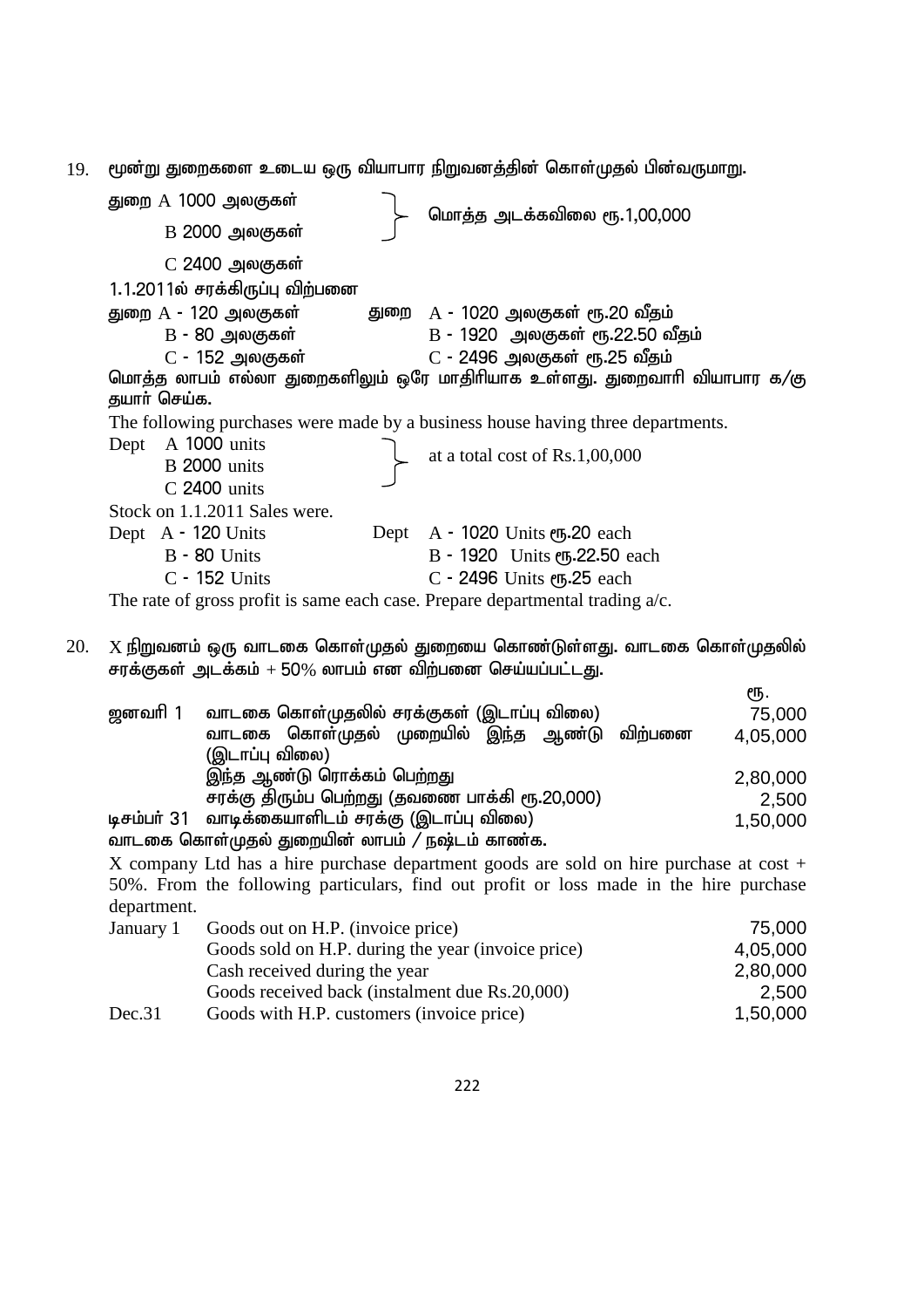19. மூன்று துறைகளை உடைய ஒரு வியாபார நிறுவனத்தின் கொள்முதல் பின்வருமாறு.

துறை A 1000 அலகுகள்
B 2000 அலகுகள்  } மொத்த அடக்கவிலை ரூ.1,00,000
C 2400 அலகுகள்

1.1.2011ல் சரக்கிருப்பு விற்பனை

| | |
|---|---|
| துறை A - 120 அலகுகள் | துறை A - 1020 அலகுகள் ரூ.20 வீதம் |
| B - 80 அலகுகள் | B - 1920 அலகுகள் ரூ.22.50 வீதம் |
| C - 152 அலகுகள் | C - 2496 அலகுகள் ரூ.25 வீதம் |

மொத்த லாபம் எல்லா துறைகளிலும் ஒரே மாதிரியாக உள்ளது. துறைவாரி வியாபார க/கு தயார் செய்க.

The following purchases were made by a business house having three departments.

Dept A 1000 units
B 2000 units  } at a total cost of Rs.1,00,000
C 2400 units

Stock on 1.1.2011 Sales were.

| | |
|---|---|
| Dept A - 120 Units | Dept A - 1020 Units ரூ.20 each |
| B - 80 Units | B - 1920 Units ரூ.22.50 each |
| C - 152 Units | C - 2496 Units ரூ.25 each |

The rate of gross profit is same each case. Prepare departmental trading a/c.

20. X நிறுவனம் ஒரு வாடகை கொள்முதல் துறையை கொண்டுள்ளது. வாடகை கொள்முதலில் சரக்குகள் அடக்கம் + 50% லாபம் என விற்பனை செய்யப்பட்டது.

| | | ரூ. |
|---|---|---|
| ஜனவரி 1 | வாடகை கொள்முதலில் சரக்குகள் (இடாப்பு விலை) | 75,000 |
| | வாடகை கொள்முதல் முறையில் இந்த ஆண்டு விற்பனை (இடாப்பு விலை) | 4,05,000 |
| | இந்த ஆண்டு ரொக்கம் பெற்றது | 2,80,000 |
| | சரக்கு திரும்ப பெற்றது (தவணை பாக்கி ரூ.20,000) | 2,500 |
| டிசம்பர் 31 | வாடிக்கையாளிடம் சரக்கு (இடாப்பு விலை) | 1,50,000 |

வாடகை கொள்முதல் துறையின் லாபம் / நஷ்டம் காண்க.

X company Ltd has a hire purchase department goods are sold on hire purchase at cost + 50%. From the following particulars, find out profit or loss made in the hire purchase department.

| | | |
|---|---|---|
| January 1 | Goods out on H.P. (invoice price) | 75,000 |
| | Goods sold on H.P. during the year (invoice price) | 4,05,000 |
| | Cash received during the year | 2,80,000 |
| | Goods received back (instalment due Rs.20,000) | 2,500 |
| Dec.31 | Goods with H.P. customers (invoice price) | 1,50,000 |